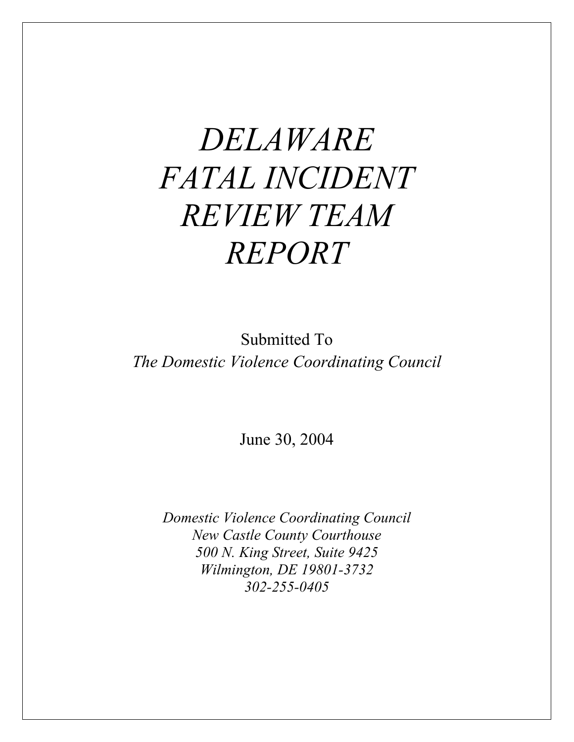# *DELAWARE FATAL INCIDENT REVIEW TEAM REPORT*

Submitted To

*The Domestic Violence Coordinating Council*

June 30, 2004

*Domestic Violence Coordinating Council*
*New Castle County Courthouse*
*500 N. King Street, Suite 9425*
*Wilmington, DE 19801-3732*
*302-255-0405*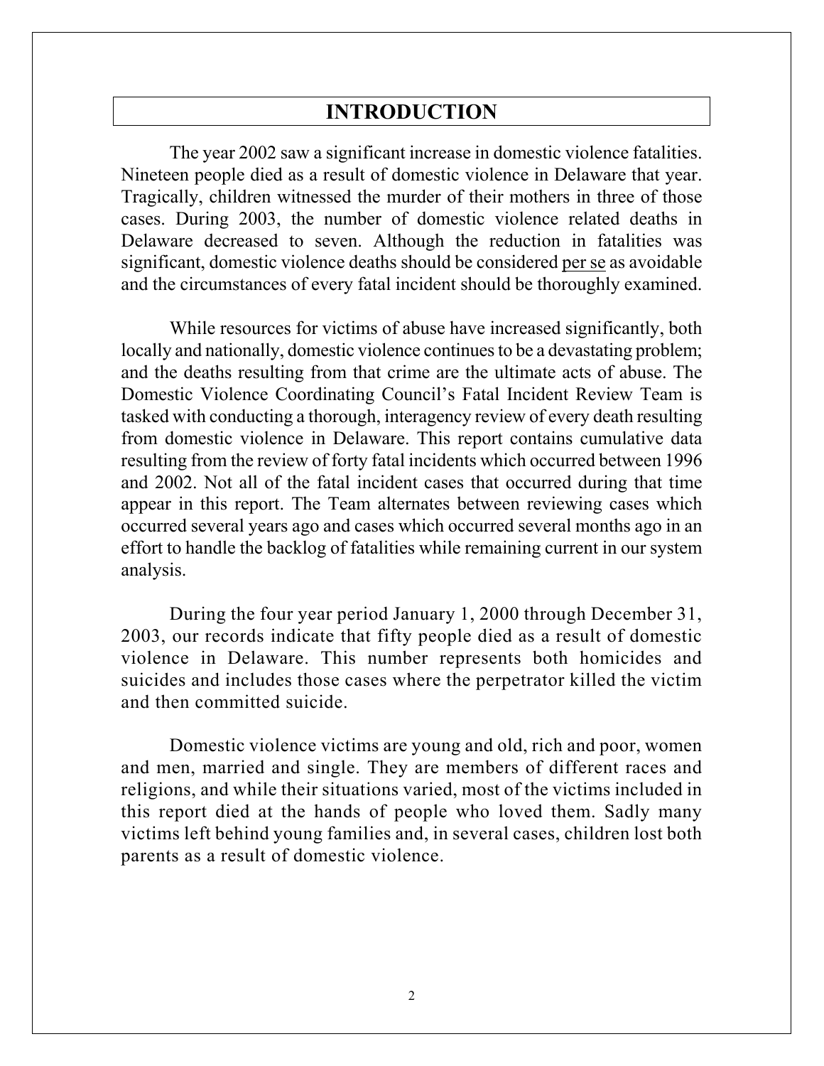# INTRODUCTION

The year 2002 saw a significant increase in domestic violence fatalities. Nineteen people died as a result of domestic violence in Delaware that year. Tragically, children witnessed the murder of their mothers in three of those cases. During 2003, the number of domestic violence related deaths in Delaware decreased to seven. Although the reduction in fatalities was significant, domestic violence deaths should be considered per se as avoidable and the circumstances of every fatal incident should be thoroughly examined.

While resources for victims of abuse have increased significantly, both locally and nationally, domestic violence continues to be a devastating problem; and the deaths resulting from that crime are the ultimate acts of abuse. The Domestic Violence Coordinating Council's Fatal Incident Review Team is tasked with conducting a thorough, interagency review of every death resulting from domestic violence in Delaware. This report contains cumulative data resulting from the review of forty fatal incidents which occurred between 1996 and 2002. Not all of the fatal incident cases that occurred during that time appear in this report. The Team alternates between reviewing cases which occurred several years ago and cases which occurred several months ago in an effort to handle the backlog of fatalities while remaining current in our system analysis.

During the four year period January 1, 2000 through December 31, 2003, our records indicate that fifty people died as a result of domestic violence in Delaware. This number represents both homicides and suicides and includes those cases where the perpetrator killed the victim and then committed suicide.

Domestic violence victims are young and old, rich and poor, women and men, married and single. They are members of different races and religions, and while their situations varied, most of the victims included in this report died at the hands of people who loved them. Sadly many victims left behind young families and, in several cases, children lost both parents as a result of domestic violence.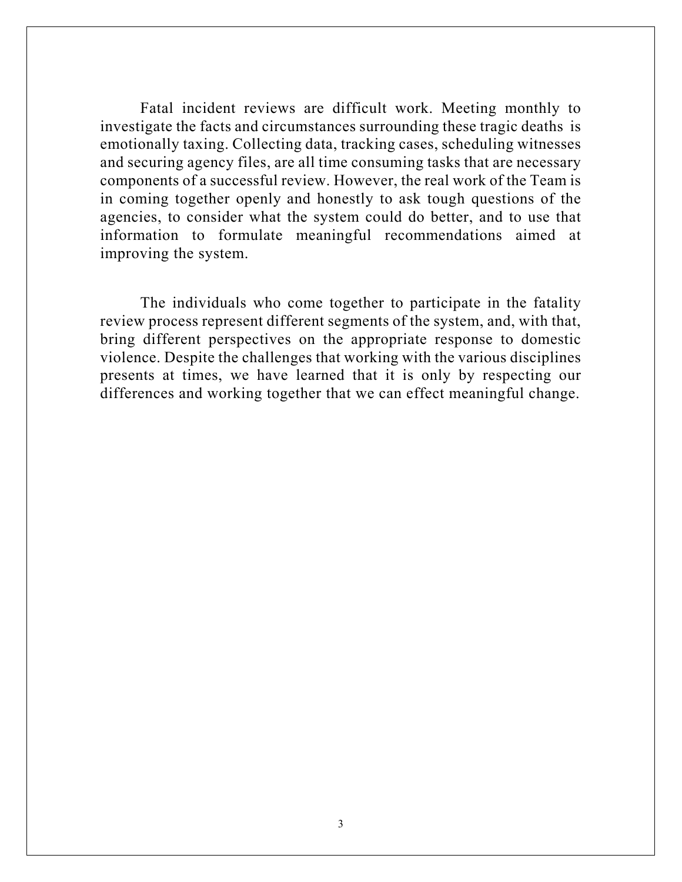Fatal incident reviews are difficult work. Meeting monthly to investigate the facts and circumstances surrounding these tragic deaths is emotionally taxing. Collecting data, tracking cases, scheduling witnesses and securing agency files, are all time consuming tasks that are necessary components of a successful review. However, the real work of the Team is in coming together openly and honestly to ask tough questions of the agencies, to consider what the system could do better, and to use that information to formulate meaningful recommendations aimed at improving the system.

The individuals who come together to participate in the fatality review process represent different segments of the system, and, with that, bring different perspectives on the appropriate response to domestic violence. Despite the challenges that working with the various disciplines presents at times, we have learned that it is only by respecting our differences and working together that we can effect meaningful change.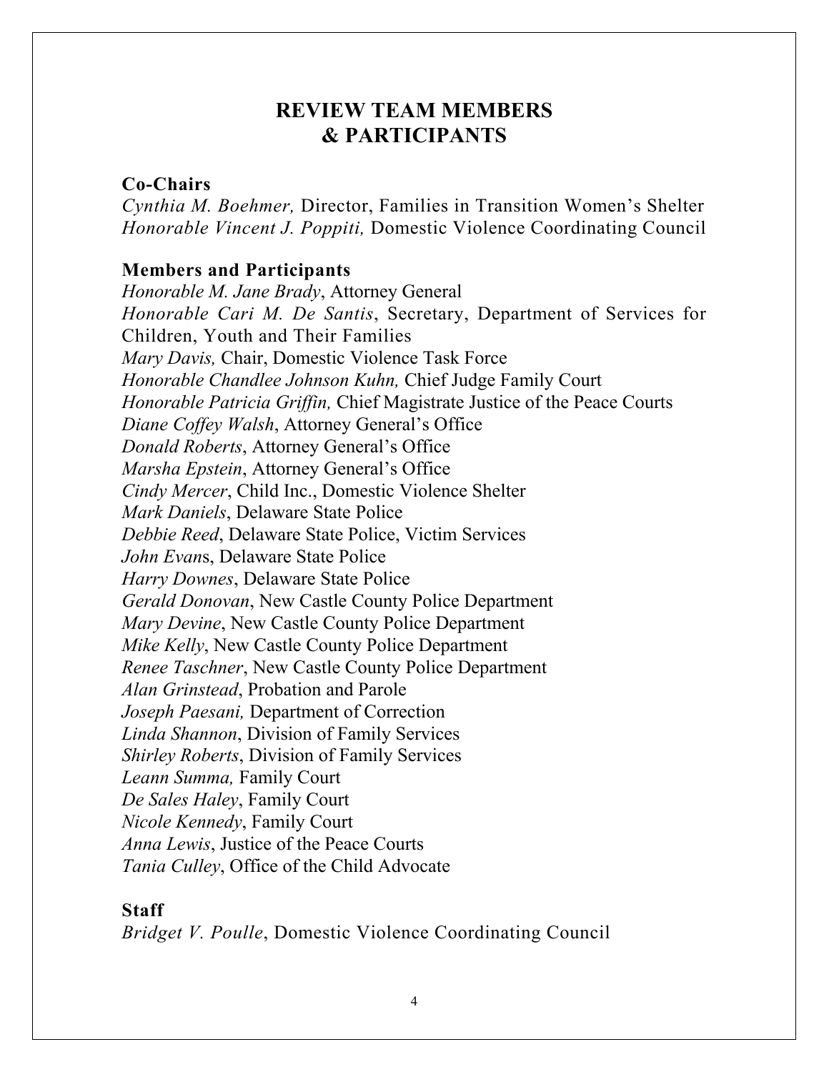# REVIEW TEAM MEMBERS & PARTICIPANTS

**Co-Chairs**

*Cynthia M. Boehmer,* Director, Families in Transition Women's Shelter
*Honorable Vincent J. Poppiti,* Domestic Violence Coordinating Council

**Members and Participants**

*Honorable M. Jane Brady*, Attorney General
*Honorable Cari M. De Santis*, Secretary, Department of Services for Children, Youth and Their Families
*Mary Davis,* Chair, Domestic Violence Task Force
*Honorable Chandlee Johnson Kuhn,* Chief Judge Family Court
*Honorable Patricia Griffin,* Chief Magistrate Justice of the Peace Courts
*Diane Coffey Walsh*, Attorney General's Office
*Donald Roberts*, Attorney General's Office
*Marsha Epstein*, Attorney General's Office
*Cindy Mercer*, Child Inc., Domestic Violence Shelter
*Mark Daniels*, Delaware State Police
*Debbie Reed*, Delaware State Police, Victim Services
*John Evans*, Delaware State Police
*Harry Downes*, Delaware State Police
*Gerald Donovan*, New Castle County Police Department
*Mary Devine*, New Castle County Police Department
*Mike Kelly*, New Castle County Police Department
*Renee Taschner*, New Castle County Police Department
*Alan Grinstead*, Probation and Parole
*Joseph Paesani,* Department of Correction
*Linda Shannon*, Division of Family Services
*Shirley Roberts*, Division of Family Services
*Leann Summa,* Family Court
*De Sales Haley*, Family Court
*Nicole Kennedy*, Family Court
*Anna Lewis*, Justice of the Peace Courts
*Tania Culley*, Office of the Child Advocate

**Staff**

*Bridget V. Poulle*, Domestic Violence Coordinating Council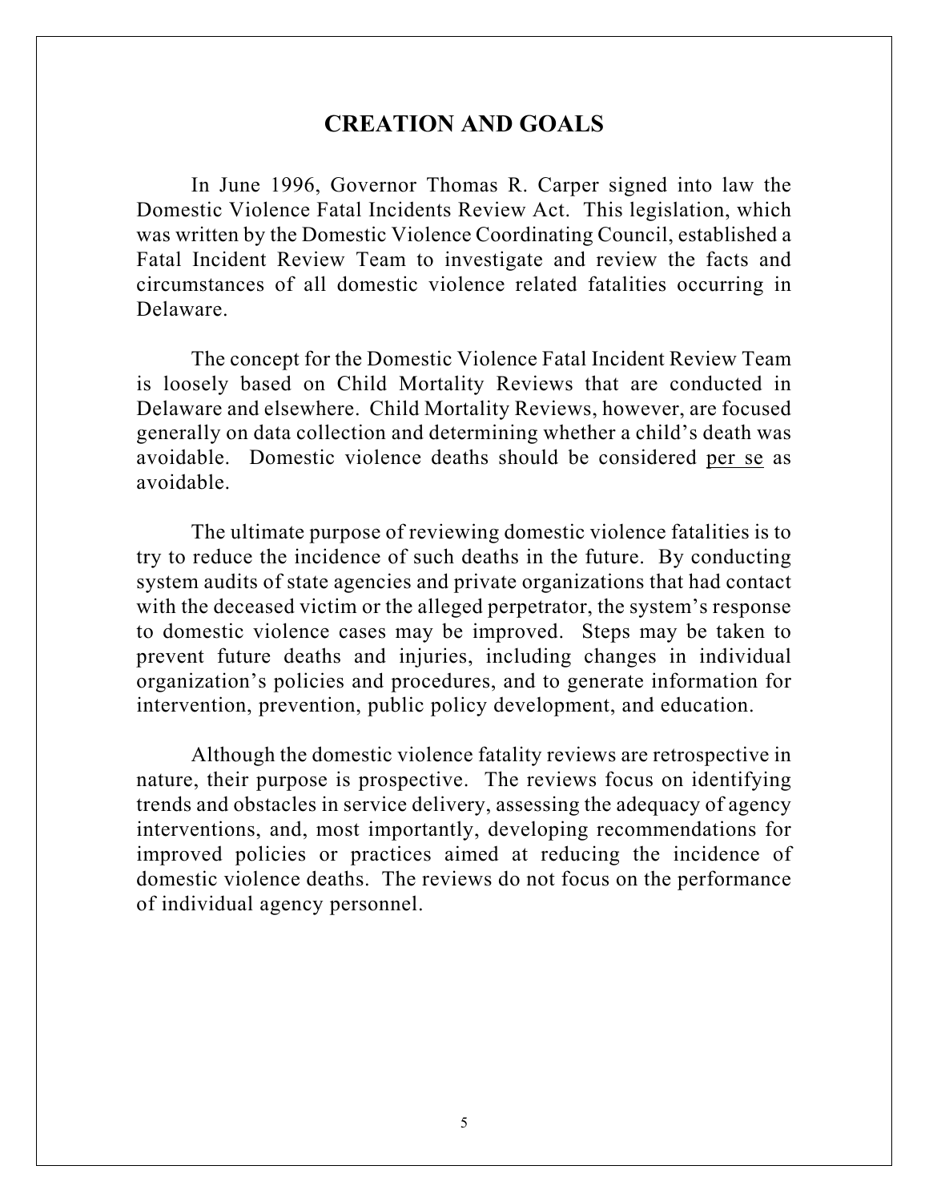## CREATION AND GOALS

In June 1996, Governor Thomas R. Carper signed into law the Domestic Violence Fatal Incidents Review Act. This legislation, which was written by the Domestic Violence Coordinating Council, established a Fatal Incident Review Team to investigate and review the facts and circumstances of all domestic violence related fatalities occurring in Delaware.

The concept for the Domestic Violence Fatal Incident Review Team is loosely based on Child Mortality Reviews that are conducted in Delaware and elsewhere. Child Mortality Reviews, however, are focused generally on data collection and determining whether a child's death was avoidable. Domestic violence deaths should be considered per se as avoidable.

The ultimate purpose of reviewing domestic violence fatalities is to try to reduce the incidence of such deaths in the future. By conducting system audits of state agencies and private organizations that had contact with the deceased victim or the alleged perpetrator, the system's response to domestic violence cases may be improved. Steps may be taken to prevent future deaths and injuries, including changes in individual organization's policies and procedures, and to generate information for intervention, prevention, public policy development, and education.

Although the domestic violence fatality reviews are retrospective in nature, their purpose is prospective. The reviews focus on identifying trends and obstacles in service delivery, assessing the adequacy of agency interventions, and, most importantly, developing recommendations for improved policies or practices aimed at reducing the incidence of domestic violence deaths. The reviews do not focus on the performance of individual agency personnel.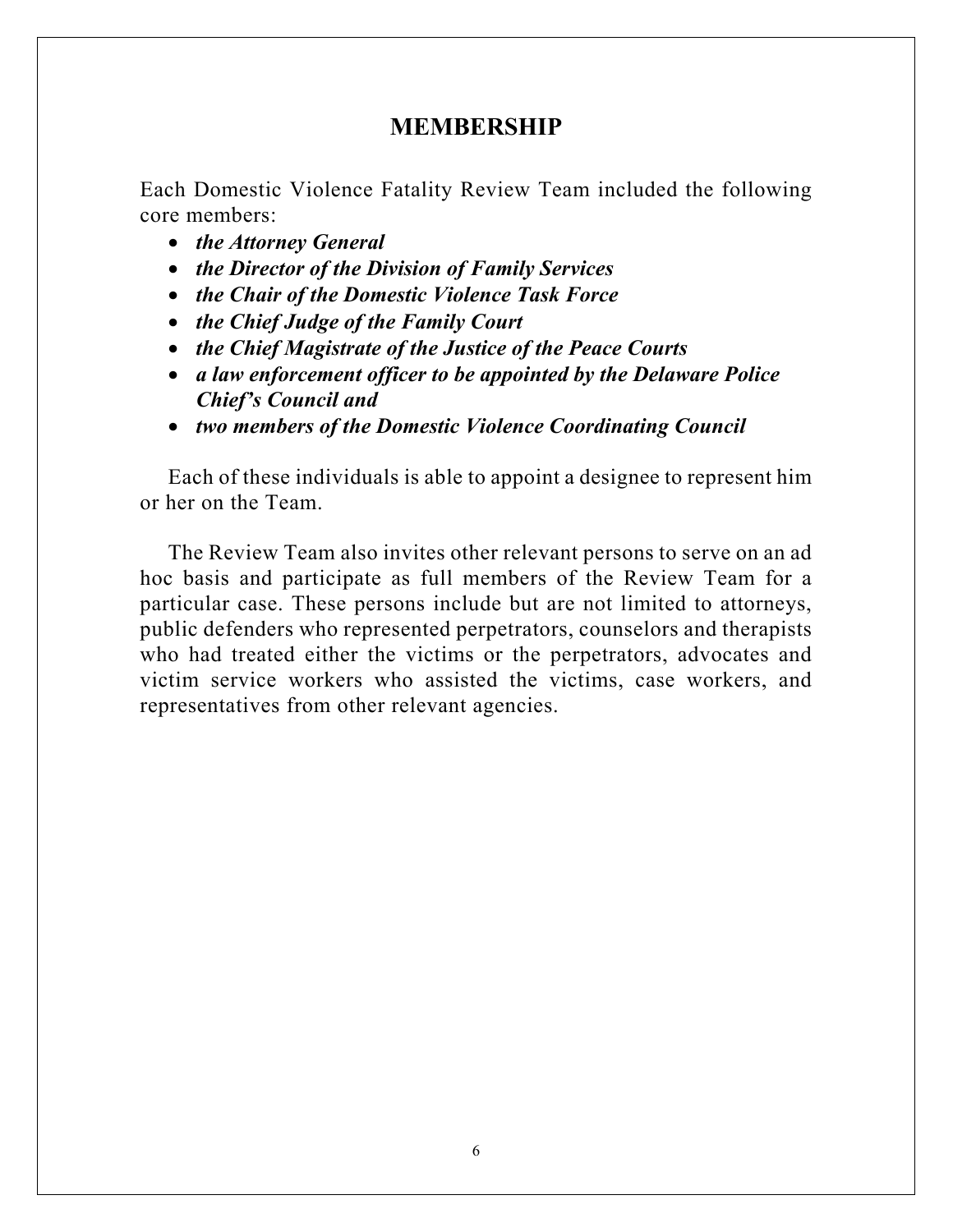# MEMBERSHIP

Each Domestic Violence Fatality Review Team included the following core members:

- ***the Attorney General***
- ***the Director of the Division of Family Services***
- ***the Chair of the Domestic Violence Task Force***
- ***the Chief Judge of the Family Court***
- ***the Chief Magistrate of the Justice of the Peace Courts***
- ***a law enforcement officer to be appointed by the Delaware Police Chief's Council and***
- ***two members of the Domestic Violence Coordinating Council***

Each of these individuals is able to appoint a designee to represent him or her on the Team.

The Review Team also invites other relevant persons to serve on an ad hoc basis and participate as full members of the Review Team for a particular case. These persons include but are not limited to attorneys, public defenders who represented perpetrators, counselors and therapists who had treated either the victims or the perpetrators, advocates and victim service workers who assisted the victims, case workers, and representatives from other relevant agencies.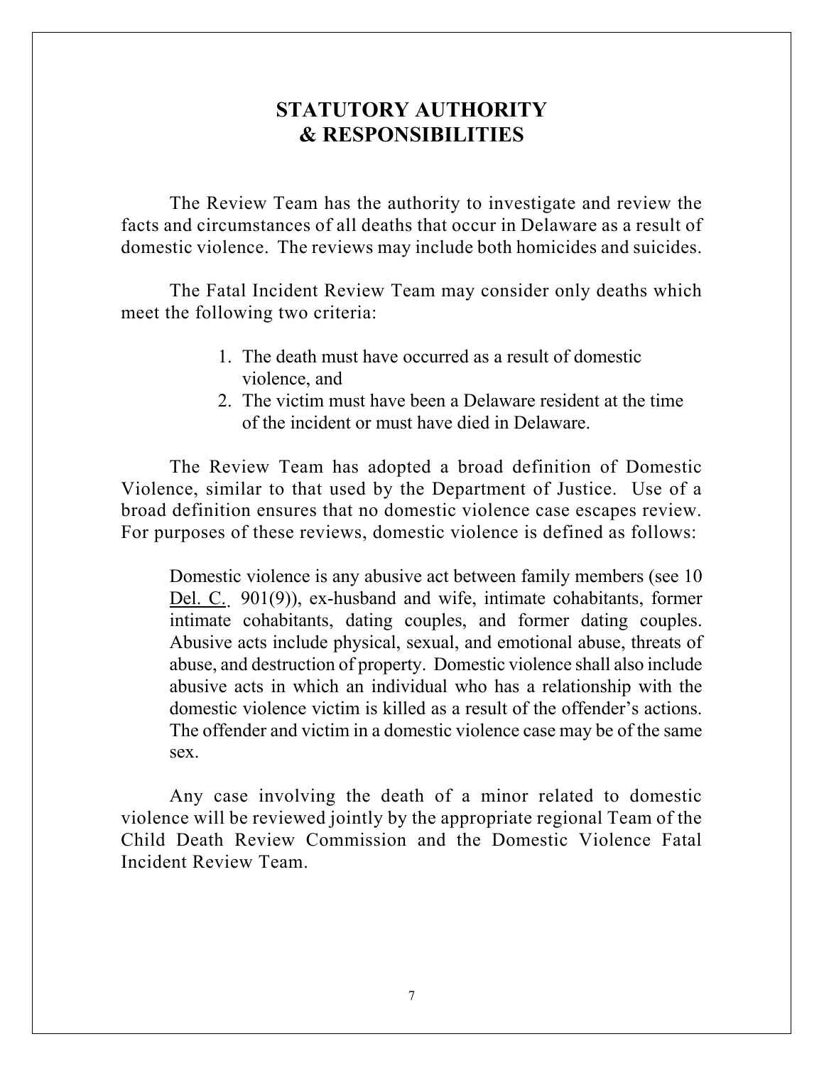# STATUTORY AUTHORITY & RESPONSIBILITIES

The Review Team has the authority to investigate and review the facts and circumstances of all deaths that occur in Delaware as a result of domestic violence. The reviews may include both homicides and suicides.

The Fatal Incident Review Team may consider only deaths which meet the following two criteria:

1. The death must have occurred as a result of domestic violence, and
2. The victim must have been a Delaware resident at the time of the incident or must have died in Delaware.

The Review Team has adopted a broad definition of Domestic Violence, similar to that used by the Department of Justice. Use of a broad definition ensures that no domestic violence case escapes review. For purposes of these reviews, domestic violence is defined as follows:

> Domestic violence is any abusive act between family members (see 10 Del. C. 901(9)), ex-husband and wife, intimate cohabitants, former intimate cohabitants, dating couples, and former dating couples. Abusive acts include physical, sexual, and emotional abuse, threats of abuse, and destruction of property. Domestic violence shall also include abusive acts in which an individual who has a relationship with the domestic violence victim is killed as a result of the offender's actions. The offender and victim in a domestic violence case may be of the same sex.

Any case involving the death of a minor related to domestic violence will be reviewed jointly by the appropriate regional Team of the Child Death Review Commission and the Domestic Violence Fatal Incident Review Team.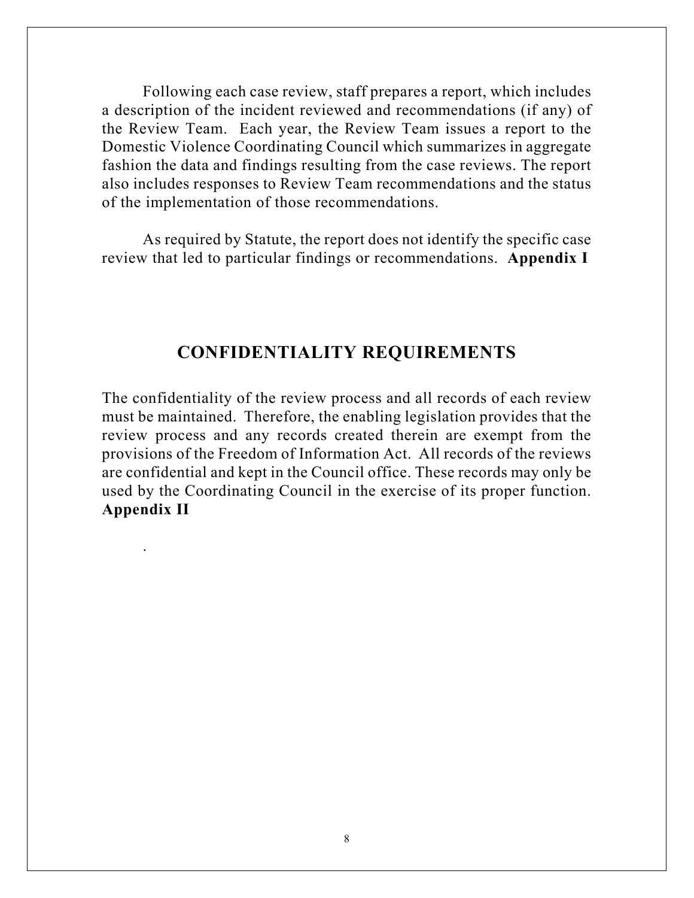Following each case review, staff prepares a report, which includes a description of the incident reviewed and recommendations (if any) of the Review Team. Each year, the Review Team issues a report to the Domestic Violence Coordinating Council which summarizes in aggregate fashion the data and findings resulting from the case reviews. The report also includes responses to Review Team recommendations and the status of the implementation of those recommendations.

As required by Statute, the report does not identify the specific case review that led to particular findings or recommendations. **Appendix I**

## CONFIDENTIALITY REQUIREMENTS

The confidentiality of the review process and all records of each review must be maintained. Therefore, the enabling legislation provides that the review process and any records created therein are exempt from the provisions of the Freedom of Information Act. All records of the reviews are confidential and kept in the Council office. These records may only be used by the Coordinating Council in the exercise of its proper function. **Appendix II**

.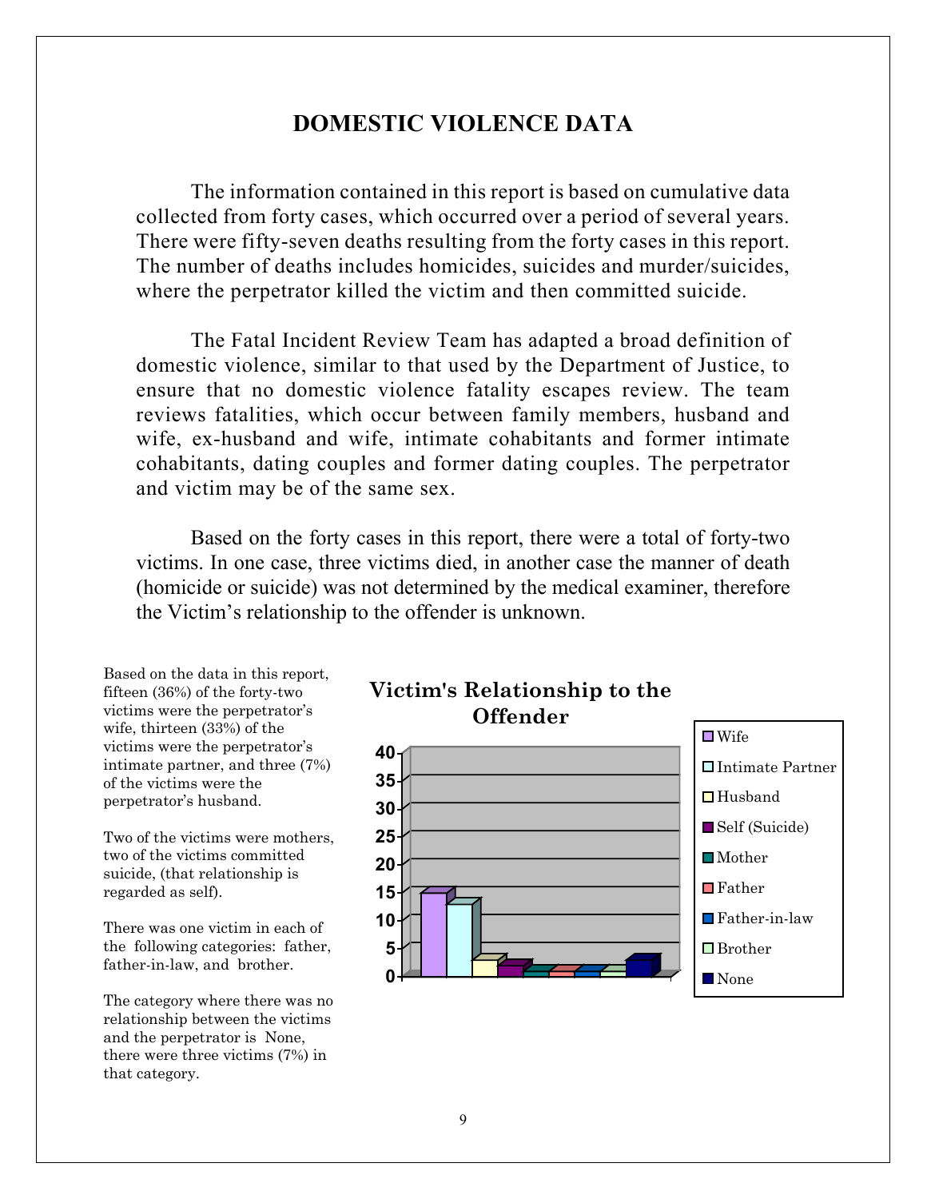# DOMESTIC VIOLENCE DATA

The information contained in this report is based on cumulative data collected from forty cases, which occurred over a period of several years. There were fifty-seven deaths resulting from the forty cases in this report. The number of deaths includes homicides, suicides and murder/suicides, where the perpetrator killed the victim and then committed suicide.

The Fatal Incident Review Team has adapted a broad definition of domestic violence, similar to that used by the Department of Justice, to ensure that no domestic violence fatality escapes review. The team reviews fatalities, which occur between family members, husband and wife, ex-husband and wife, intimate cohabitants and former intimate cohabitants, dating couples and former dating couples. The perpetrator and victim may be of the same sex.

Based on the forty cases in this report, there were a total of forty-two victims. In one case, three victims died, in another case the manner of death (homicide or suicide) was not determined by the medical examiner, therefore the Victim's relationship to the offender is unknown.

Based on the data in this report, fifteen (36%) of the forty-two victims were the perpetrator's wife, thirteen (33%) of the victims were the perpetrator's intimate partner, and three (7%) of the victims were the perpetrator's husband.

Two of the victims were mothers, two of the victims committed suicide, (that relationship is regarded as self).

There was one victim in each of the following categories: father, father-in-law, and brother.

The category where there was no relationship between the victims and the perpetrator is None, there were three victims (7%) in that category.

**Victim's Relationship to the Offender**

| Relationship | Victims |
|---|---|
| Wife | 15 |
| Intimate Partner | 13 |
| Husband | 3 |
| Self (Suicide) | 2 |
| Mother | 1 |
| Father | 1 |
| Father-in-law | 1 |
| Brother | 1 |
| None | 3 |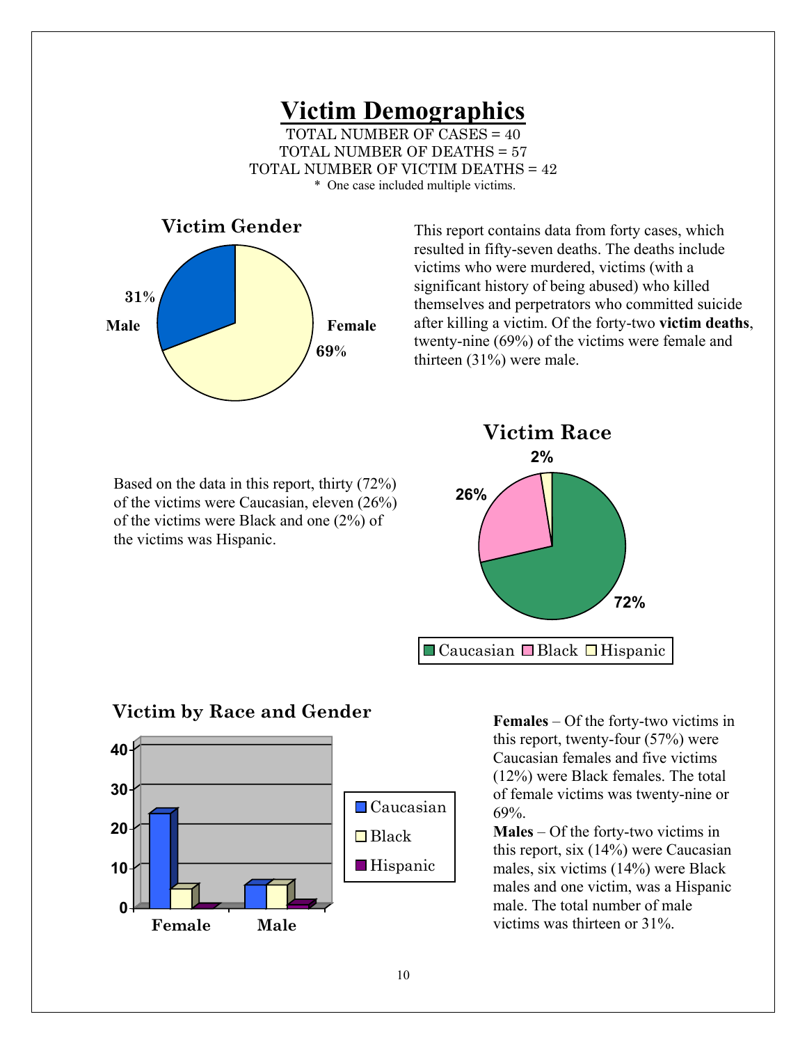# Victim Demographics

TOTAL NUMBER OF CASES = 40
TOTAL NUMBER OF DEATHS = 57
TOTAL NUMBER OF VICTIM DEATHS = 42
\* One case included multiple victims.

## Victim Gender

Male 31%
Female 69%

This report contains data from forty cases, which resulted in fifty-seven deaths. The deaths include victims who were murdered, victims (with a significant history of being abused) who killed themselves and perpetrators who committed suicide after killing a victim. Of the forty-two **victim deaths**, twenty-nine (69%) of the victims were female and thirteen (31%) were male.

## Victim Race

Caucasian 72%
Black 26%
Hispanic 2%

Based on the data in this report, thirty (72%) of the victims were Caucasian, eleven (26%) of the victims were Black and one (2%) of the victims was Hispanic.

## Victim by Race and Gender

| | Caucasian | Black | Hispanic |
|---|---|---|---|
| Female | 24 | 5 | 0 |
| Male | 6 | 6 | 1 |

**Females** – Of the forty-two victims in this report, twenty-four (57%) were Caucasian females and five victims (12%) were Black females. The total of female victims was twenty-nine or 69%.

**Males** – Of the forty-two victims in this report, six (14%) were Caucasian males, six victims (14%) were Black males and one victim, was a Hispanic male. The total number of male victims was thirteen or 31%.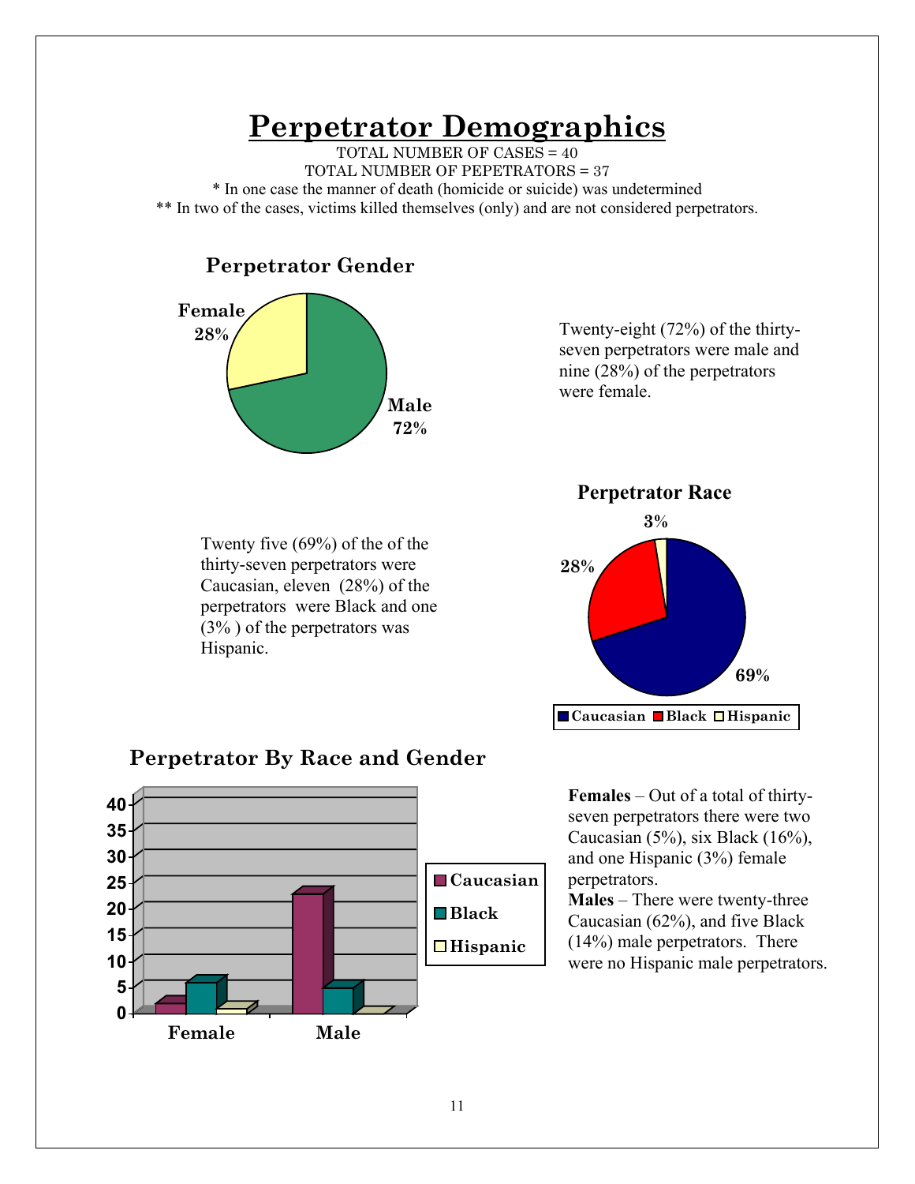# Perpetrator Demographics

TOTAL NUMBER OF CASES = 40

TOTAL NUMBER OF PEPETRATORS = 37

* In one case the manner of death (homicide or suicide) was undetermined

** In two of the cases, victims killed themselves (only) and are not considered perpetrators.

## Perpetrator Gender

Female 28%

Male 72%

Twenty-eight (72%) of the thirty-seven perpetrators were male and nine (28%) of the perpetrators were female.

## Perpetrator Race

3%

28%

69%

Caucasian Black Hispanic

Twenty five (69%) of the of the thirty-seven perpetrators were Caucasian, eleven (28%) of the perpetrators were Black and one (3% ) of the perpetrators was Hispanic.

## Perpetrator By Race and Gender

40 35 30 25 20 15 10 5 0

Female Male

Caucasian Black Hispanic

**Females** – Out of a total of thirty-seven perpetrators there were two Caucasian (5%), six Black (16%), and one Hispanic (3%) female perpetrators.

**Males** – There were twenty-three Caucasian (62%), and five Black (14%) male perpetrators. There were no Hispanic male perpetrators.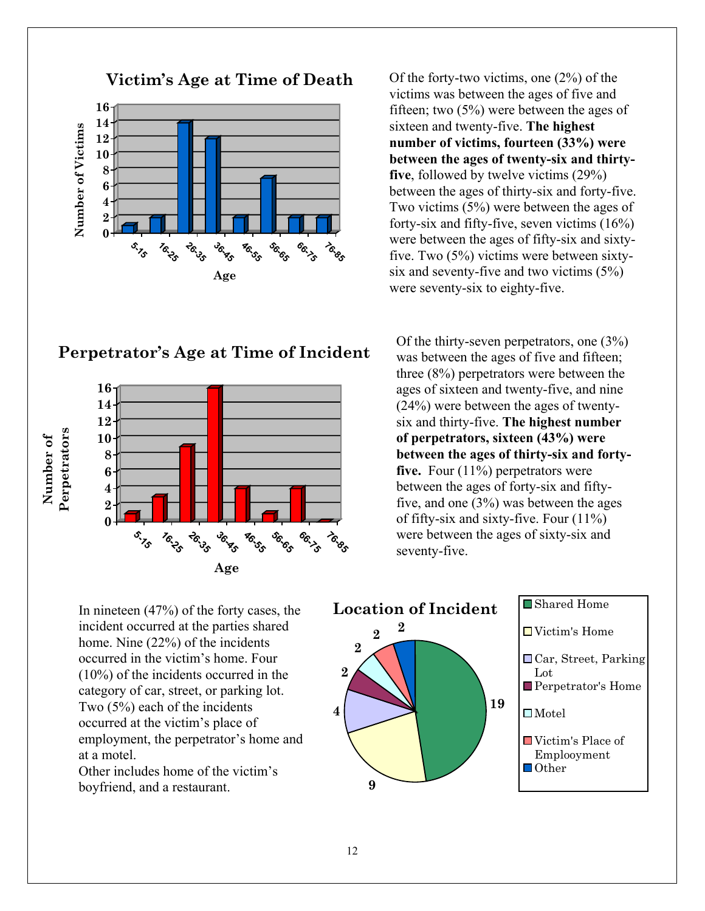## Victim's Age at Time of Death

| Age | Number of Victims |
|---|---|
| 5-15 | 1 |
| 16-25 | 2 |
| 26-35 | 14 |
| 36-45 | 12 |
| 46-55 | 2 |
| 56-65 | 7 |
| 66-75 | 2 |
| 76-85 | 2 |

Of the forty-two victims, one (2%) of the victims was between the ages of five and fifteen; two (5%) were between the ages of sixteen and twenty-five. **The highest number of victims, fourteen (33%) were between the ages of twenty-six and thirty-five**, followed by twelve victims (29%) between the ages of thirty-six and forty-five. Two victims (5%) were between the ages of forty-six and fifty-five, seven victims (16%) were between the ages of fifty-six and sixty-five. Two (5%) victims were between sixty-six and seventy-five and two victims (5%) were seventy-six to eighty-five.

## Perpetrator's Age at Time of Incident

| Age | Number of Perpetrators |
|---|---|
| 5-15 | 1 |
| 16-25 | 3 |
| 26-35 | 9 |
| 36-45 | 16 |
| 46-55 | 4 |
| 56-65 | 1 |
| 66-75 | 4 |
| 76-85 | 0 |

Of the thirty-seven perpetrators, one (3%) was between the ages of five and fifteen; three (8%) perpetrators were between the ages of sixteen and twenty-five, and nine (24%) were between the ages of twenty-six and thirty-five. **The highest number of perpetrators, sixteen (43%) were between the ages of thirty-six and forty-five.** Four (11%) perpetrators were between the ages of forty-six and fifty-five, and one (3%) was between the ages of fifty-six and sixty-five. Four (11%) were between the ages of sixty-six and seventy-five.

In nineteen (47%) of the forty cases, the incident occurred at the parties shared home. Nine (22%) of the incidents occurred in the victim's home. Four (10%) of the incidents occurred in the category of car, street, or parking lot. Two (5%) each of the incidents occurred at the victim's place of employment, the perpetrator's home and at a motel.
Other includes home of the victim's boyfriend, and a restaurant.

## Location of Incident

| Location | Number |
|---|---|
| Shared Home | 19 |
| Victim's Home | 9 |
| Car, Street, Parking Lot | 4 |
| Perpetrator's Home | 2 |
| Motel | 2 |
| Victim's Place of Emplooyment | 2 |
| Other | 2 |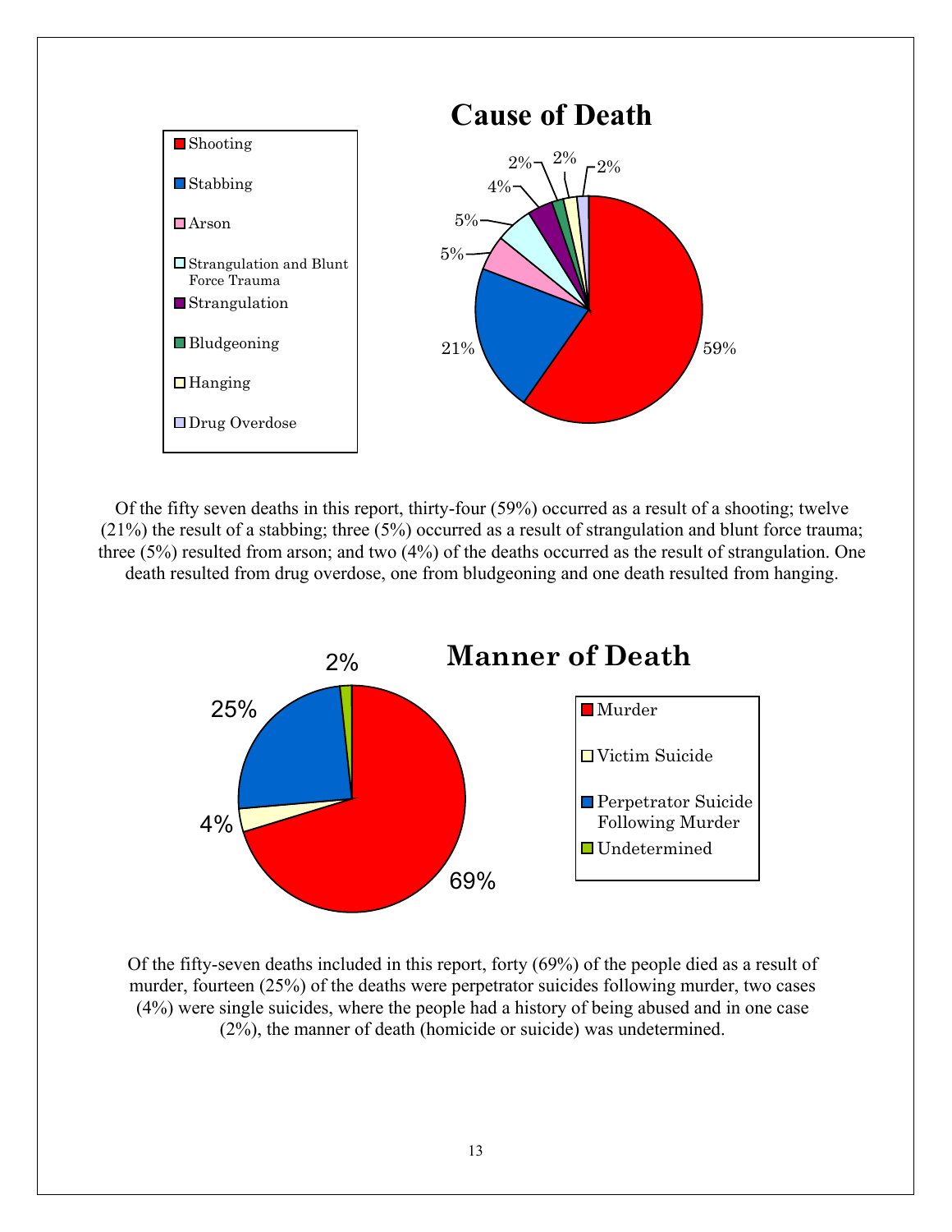## Cause of Death

- Shooting
- Stabbing
- Arson
- Strangulation and Blunt Force Trauma
- Strangulation
- Bludgeoning
- Hanging
- Drug Overdose

59% · 21% · 5% · 5% · 4% · 2% · 2% · 2%

Of the fifty seven deaths in this report, thirty-four (59%) occurred as a result of a shooting; twelve (21%) the result of a stabbing; three (5%) occurred as a result of strangulation and blunt force trauma; three (5%) resulted from arson; and two (4%) of the deaths occurred as the result of strangulation. One death resulted from drug overdose, one from bludgeoning and one death resulted from hanging.

## Manner of Death

- Murder
- Victim Suicide
- Perpetrator Suicide Following Murder
- Undetermined

69% · 4% · 25% · 2%

Of the fifty-seven deaths included in this report, forty (69%) of the people died as a result of murder, fourteen (25%) of the deaths were perpetrator suicides following murder, two cases (4%) were single suicides, where the people had a history of being abused and in one case (2%), the manner of death (homicide or suicide) was undetermined.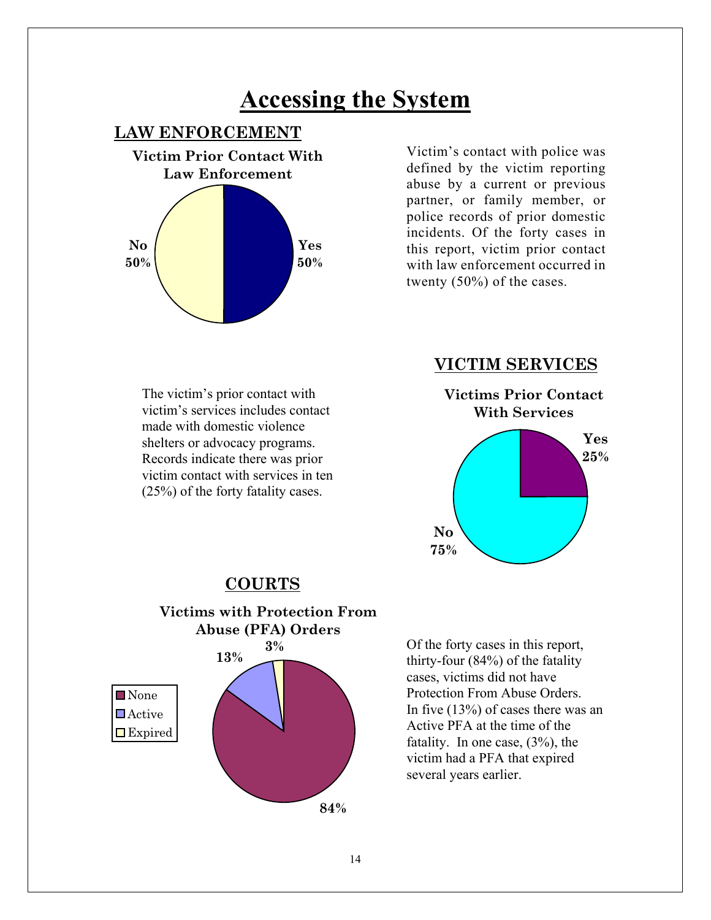# Accessing the System

## LAW ENFORCEMENT

**Victim Prior Contact With Law Enforcement**

No 50%

Yes 50%

Victim's contact with police was defined by the victim reporting abuse by a current or previous partner, or family member, or police records of prior domestic incidents. Of the forty cases in this report, victim prior contact with law enforcement occurred in twenty (50%) of the cases.

## VICTIM SERVICES

The victim's prior contact with victim's services includes contact made with domestic violence shelters or advocacy programs. Records indicate there was prior victim contact with services in ten (25%) of the forty fatality cases.

**Victims Prior Contact With Services**

Yes 25%

No 75%

## COURTS

**Victims with Protection From Abuse (PFA) Orders**

None 84%

Active 13%

Expired 3%

Of the forty cases in this report, thirty-four (84%) of the fatality cases, victims did not have Protection From Abuse Orders. In five (13%) of cases there was an Active PFA at the time of the fatality. In one case, (3%), the victim had a PFA that expired several years earlier.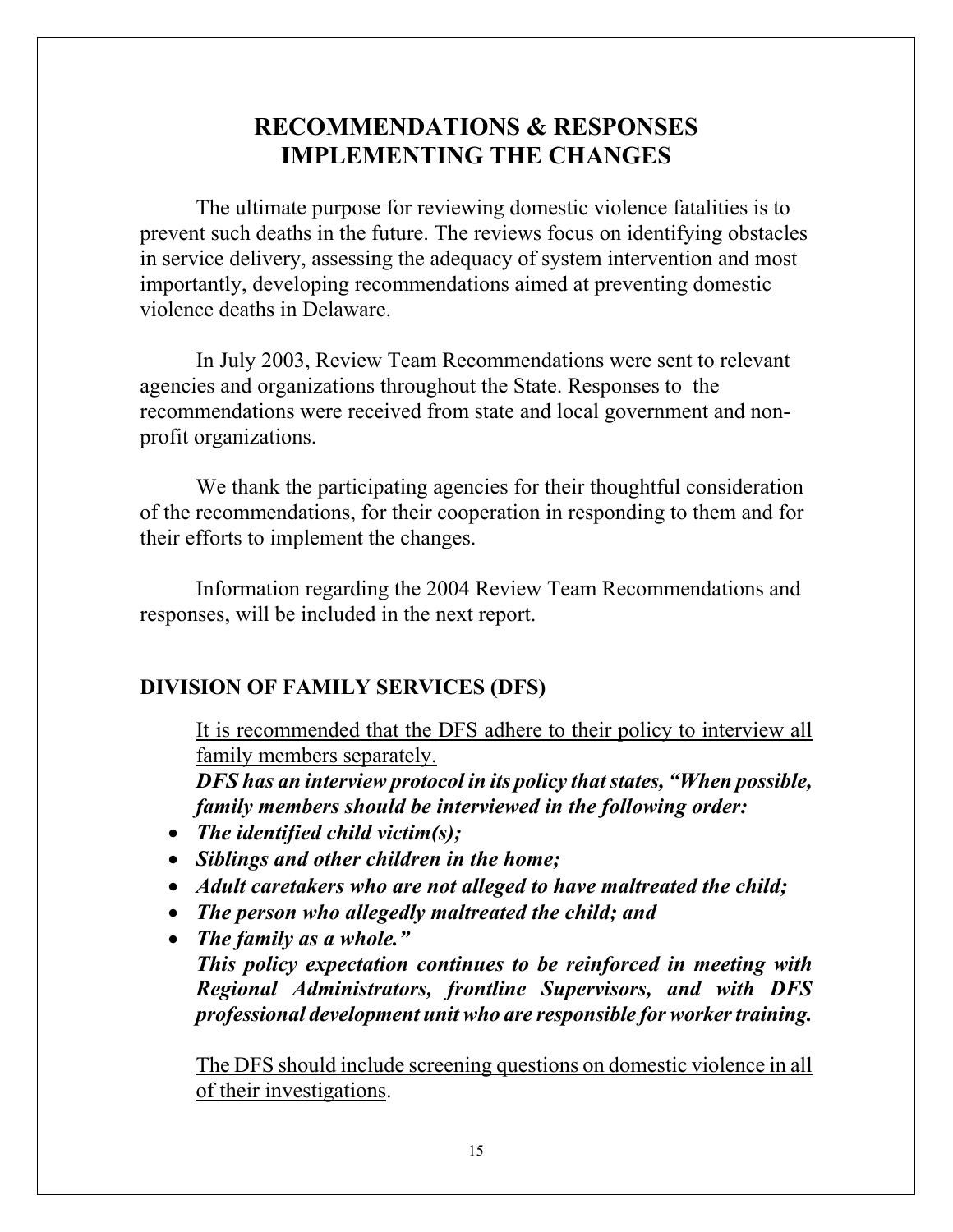# RECOMMENDATIONS & RESPONSES IMPLEMENTING THE CHANGES

The ultimate purpose for reviewing domestic violence fatalities is to prevent such deaths in the future. The reviews focus on identifying obstacles in service delivery, assessing the adequacy of system intervention and most importantly, developing recommendations aimed at preventing domestic violence deaths in Delaware.

In July 2003, Review Team Recommendations were sent to relevant agencies and organizations throughout the State. Responses to the recommendations were received from state and local government and non-profit organizations.

We thank the participating agencies for their thoughtful consideration of the recommendations, for their cooperation in responding to them and for their efforts to implement the changes.

Information regarding the 2004 Review Team Recommendations and responses, will be included in the next report.

## DIVISION OF FAMILY SERVICES (DFS)

<u>It is recommended that the DFS adhere to their policy to interview all family members separately.</u>

***DFS has an interview protocol in its policy that states, "When possible, family members should be interviewed in the following order:***

- ***The identified child victim(s);***
- ***Siblings and other children in the home;***
- ***Adult caretakers who are not alleged to have maltreated the child;***
- ***The person who allegedly maltreated the child; and***
- ***The family as a whole."***

***This policy expectation continues to be reinforced in meeting with Regional Administrators, frontline Supervisors, and with DFS professional development unit who are responsible for worker training.***

<u>The DFS should include screening questions on domestic violence in all of their investigations</u>.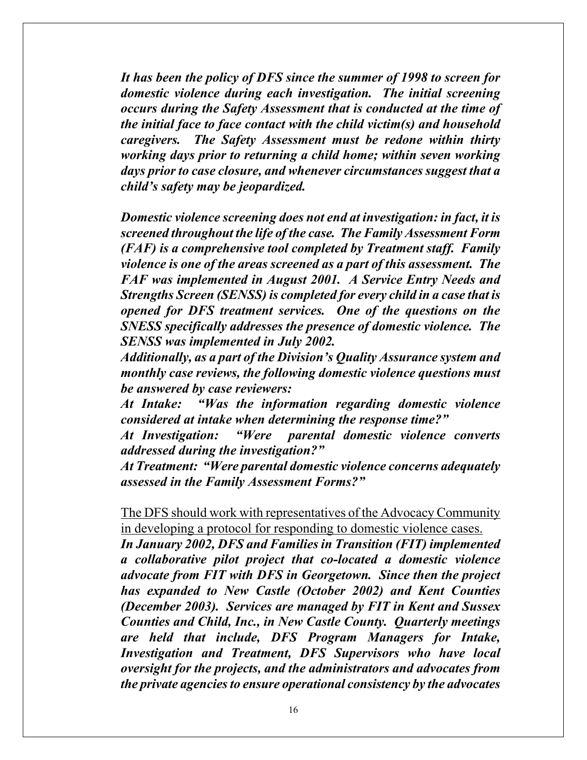***It has been the policy of DFS since the summer of 1998 to screen for domestic violence during each investigation. The initial screening occurs during the Safety Assessment that is conducted at the time of the initial face to face contact with the child victim(s) and household caregivers. The Safety Assessment must be redone within thirty working days prior to returning a child home; within seven working days prior to case closure, and whenever circumstances suggest that a child's safety may be jeopardized.***

***Domestic violence screening does not end at investigation: in fact, it is screened throughout the life of the case. The Family Assessment Form (FAF) is a comprehensive tool completed by Treatment staff. Family violence is one of the areas screened as a part of this assessment. The FAF was implemented in August 2001. A Service Entry Needs and Strengths Screen (SENSS) is completed for every child in a case that is opened for DFS treatment services. One of the questions on the SNESS specifically addresses the presence of domestic violence. The SENSS was implemented in July 2002.***
***Additionally, as a part of the Division's Quality Assurance system and monthly case reviews, the following domestic violence questions must be answered by case reviewers:***
***At Intake: "Was the information regarding domestic violence considered at intake when determining the response time?"***
***At Investigation: "Were parental domestic violence converts addressed during the investigation?"***
***At Treatment: "Were parental domestic violence concerns adequately assessed in the Family Assessment Forms?"***

<u>The DFS should work with representatives of the Advocacy Community in developing a protocol for responding to domestic violence cases.</u>
***In January 2002, DFS and Families in Transition (FIT) implemented a collaborative pilot project that co-located a domestic violence advocate from FIT with DFS in Georgetown. Since then the project has expanded to New Castle (October 2002) and Kent Counties (December 2003). Services are managed by FIT in Kent and Sussex Counties and Child, Inc., in New Castle County. Quarterly meetings are held that include, DFS Program Managers for Intake, Investigation and Treatment, DFS Supervisors who have local oversight for the projects, and the administrators and advocates from the private agencies to ensure operational consistency by the advocates***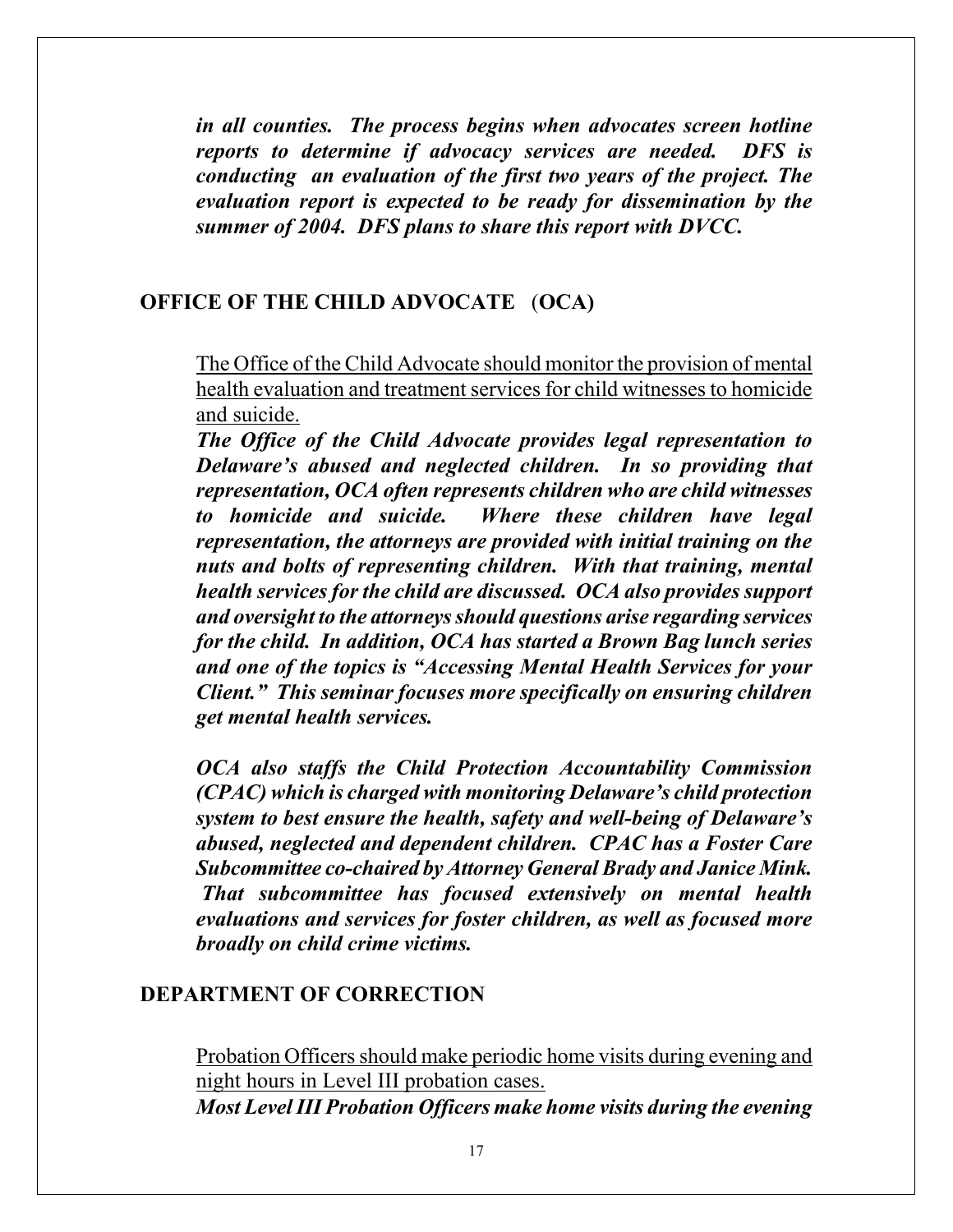***in all counties. The process begins when advocates screen hotline reports to determine if advocacy services are needed. DFS is conducting an evaluation of the first two years of the project. The evaluation report is expected to be ready for dissemination by the summer of 2004. DFS plans to share this report with DVCC.***

## OFFICE OF THE CHILD ADVOCATE (OCA)

<u>The Office of the Child Advocate should monitor the provision of mental health evaluation and treatment services for child witnesses to homicide and suicide.</u>

***The Office of the Child Advocate provides legal representation to Delaware's abused and neglected children. In so providing that representation, OCA often represents children who are child witnesses to homicide and suicide. Where these children have legal representation, the attorneys are provided with initial training on the nuts and bolts of representing children. With that training, mental health services for the child are discussed. OCA also provides support and oversight to the attorneys should questions arise regarding services for the child. In addition, OCA has started a Brown Bag lunch series and one of the topics is "Accessing Mental Health Services for your Client." This seminar focuses more specifically on ensuring children get mental health services.***

***OCA also staffs the Child Protection Accountability Commission (CPAC) which is charged with monitoring Delaware's child protection system to best ensure the health, safety and well-being of Delaware's abused, neglected and dependent children. CPAC has a Foster Care Subcommittee co-chaired by Attorney General Brady and Janice Mink. That subcommittee has focused extensively on mental health evaluations and services for foster children, as well as focused more broadly on child crime victims.***

## DEPARTMENT OF CORRECTION

<u>Probation Officers should make periodic home visits during evening and night hours in Level III probation cases.</u>

***Most Level III Probation Officers make home visits during the evening***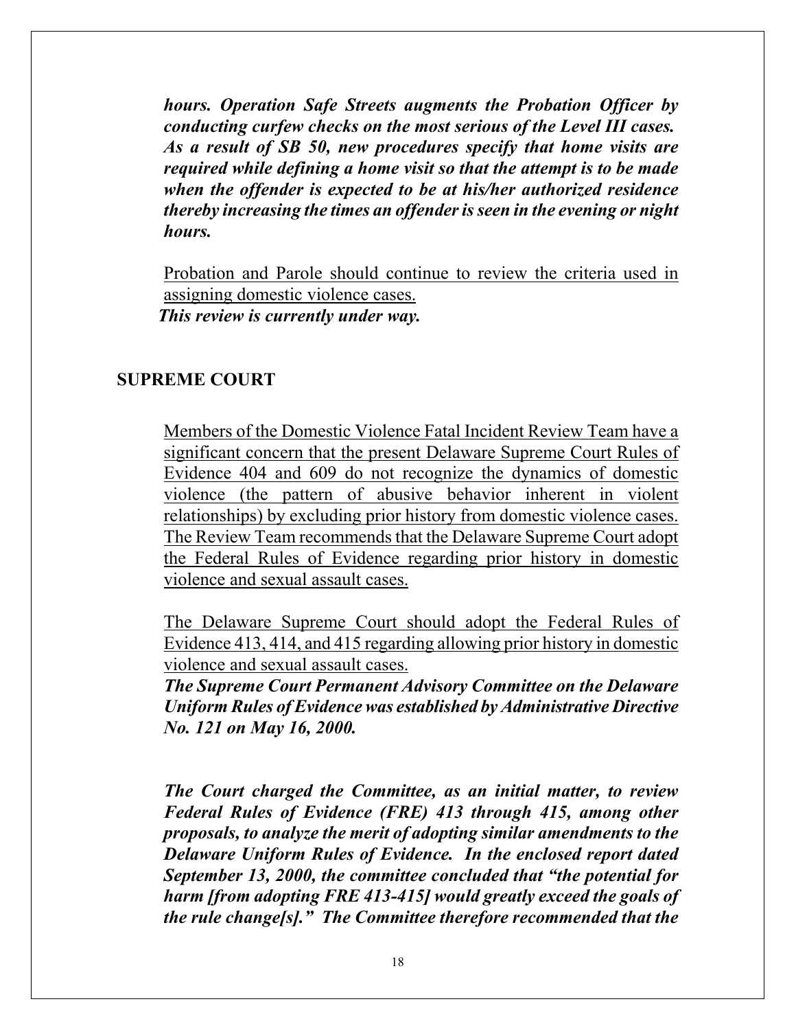***hours. Operation Safe Streets augments the Probation Officer by conducting curfew checks on the most serious of the Level III cases. As a result of SB 50, new procedures specify that home visits are required while defining a home visit so that the attempt is to be made when the offender is expected to be at his/her authorized residence thereby increasing the times an offender is seen in the evening or night hours.***

<u>Probation and Parole should continue to review the criteria used in assigning domestic violence cases.</u>
***This review is currently under way.***

## SUPREME COURT

<u>Members of the Domestic Violence Fatal Incident Review Team have a significant concern that the present Delaware Supreme Court Rules of Evidence 404 and 609 do not recognize the dynamics of domestic violence (the pattern of abusive behavior inherent in violent relationships) by excluding prior history from domestic violence cases. The Review Team recommends that the Delaware Supreme Court adopt the Federal Rules of Evidence regarding prior history in domestic violence and sexual assault cases.</u>

<u>The Delaware Supreme Court should adopt the Federal Rules of Evidence 413, 414, and 415 regarding allowing prior history in domestic violence and sexual assault cases.</u>
***The Supreme Court Permanent Advisory Committee on the Delaware Uniform Rules of Evidence was established by Administrative Directive No. 121 on May 16, 2000.***

***The Court charged the Committee, as an initial matter, to review Federal Rules of Evidence (FRE) 413 through 415, among other proposals, to analyze the merit of adopting similar amendments to the Delaware Uniform Rules of Evidence. In the enclosed report dated September 13, 2000, the committee concluded that "the potential for harm [from adopting FRE 413-415] would greatly exceed the goals of the rule change[s]." The Committee therefore recommended that the***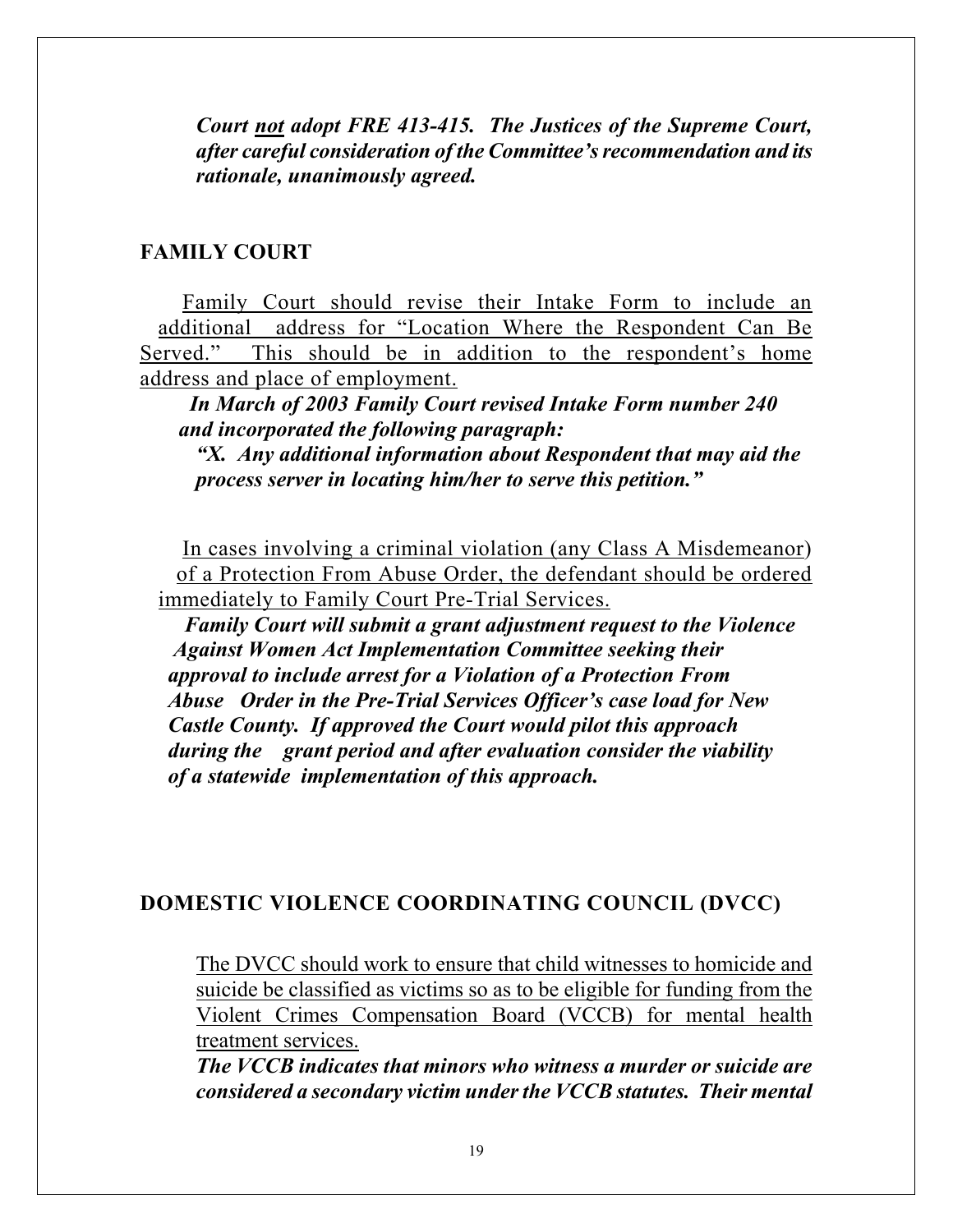***Court <u>not</u> adopt FRE 413-415. The Justices of the Supreme Court, after careful consideration of the Committee's recommendation and its rationale, unanimously agreed.***

## FAMILY COURT

<u>Family Court should revise their Intake Form to include an additional address for "Location Where the Respondent Can Be Served." This should be in addition to the respondent's home address and place of employment.</u>

***In March of 2003 Family Court revised Intake Form number 240 and incorporated the following paragraph:***

***"X. Any additional information about Respondent that may aid the process server in locating him/her to serve this petition."***

<u>In cases involving a criminal violation (any Class A Misdemeanor) of a Protection From Abuse Order, the defendant should be ordered immediately to Family Court Pre-Trial Services.</u>

***Family Court will submit a grant adjustment request to the Violence Against Women Act Implementation Committee seeking their approval to include arrest for a Violation of a Protection From Abuse Order in the Pre-Trial Services Officer's case load for New Castle County. If approved the Court would pilot this approach during the grant period and after evaluation consider the viability of a statewide implementation of this approach.***

## DOMESTIC VIOLENCE COORDINATING COUNCIL (DVCC)

<u>The DVCC should work to ensure that child witnesses to homicide and suicide be classified as victims so as to be eligible for funding from the Violent Crimes Compensation Board (VCCB) for mental health treatment services.</u>

***The VCCB indicates that minors who witness a murder or suicide are considered a secondary victim under the VCCB statutes. Their mental***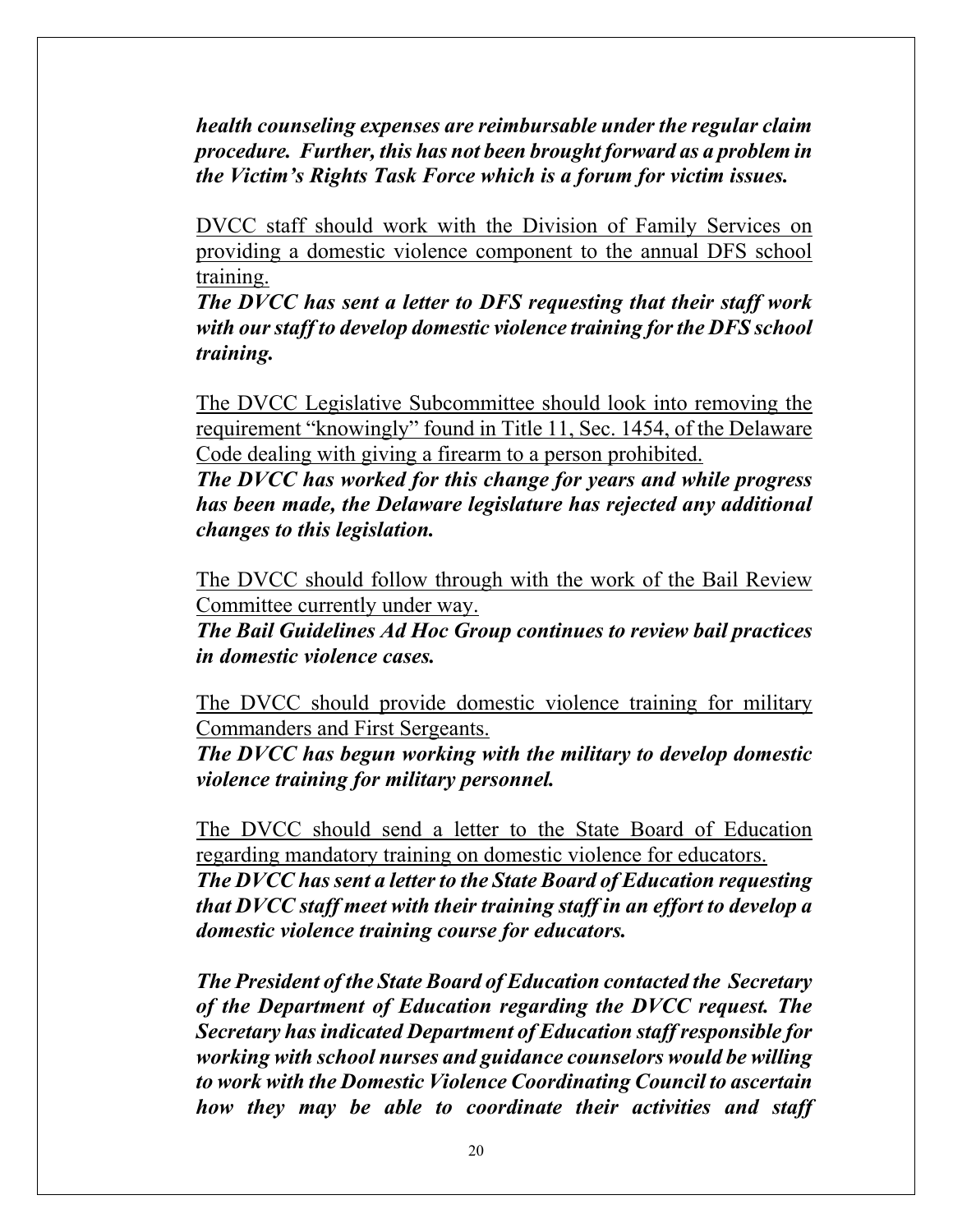***health counseling expenses are reimbursable under the regular claim procedure. Further, this has not been brought forward as a problem in the Victim's Rights Task Force which is a forum for victim issues.***

<u>DVCC staff should work with the Division of Family Services on providing a domestic violence component to the annual DFS school training.</u>
***The DVCC has sent a letter to DFS requesting that their staff work with our staff to develop domestic violence training for the DFS school training.***

<u>The DVCC Legislative Subcommittee should look into removing the requirement "knowingly" found in Title 11, Sec. 1454, of the Delaware Code dealing with giving a firearm to a person prohibited.</u>
***The DVCC has worked for this change for years and while progress has been made, the Delaware legislature has rejected any additional changes to this legislation.***

<u>The DVCC should follow through with the work of the Bail Review Committee currently under way.</u>
***The Bail Guidelines Ad Hoc Group continues to review bail practices in domestic violence cases.***

<u>The DVCC should provide domestic violence training for military Commanders and First Sergeants.</u>
***The DVCC has begun working with the military to develop domestic violence training for military personnel.***

<u>The DVCC should send a letter to the State Board of Education regarding mandatory training on domestic violence for educators.</u>
***The DVCC has sent a letter to the State Board of Education requesting that DVCC staff meet with their training staff in an effort to develop a domestic violence training course for educators.***

***The President of the State Board of Education contacted the Secretary of the Department of Education regarding the DVCC request. The Secretary has indicated Department of Education staff responsible for working with school nurses and guidance counselors would be willing to work with the Domestic Violence Coordinating Council to ascertain how they may be able to coordinate their activities and staff***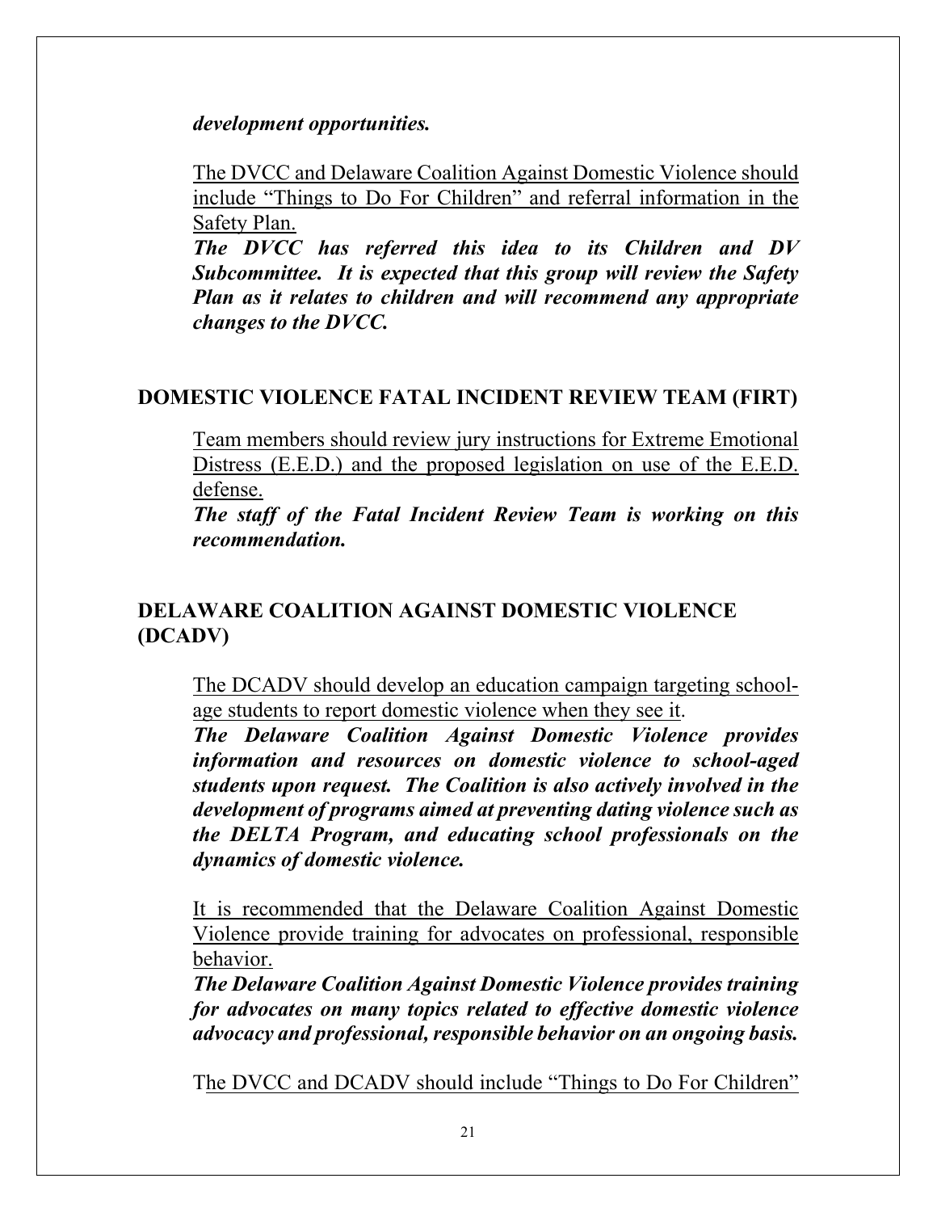***development opportunities.***

<u>The DVCC and Delaware Coalition Against Domestic Violence should include "Things to Do For Children" and referral information in the Safety Plan.</u>
***The DVCC has referred this idea to its Children and DV Subcommittee. It is expected that this group will review the Safety Plan as it relates to children and will recommend any appropriate changes to the DVCC.***

## DOMESTIC VIOLENCE FATAL INCIDENT REVIEW TEAM (FIRT)

<u>Team members should review jury instructions for Extreme Emotional Distress (E.E.D.) and the proposed legislation on use of the E.E.D. defense.</u>
***The staff of the Fatal Incident Review Team is working on this recommendation.***

## DELAWARE COALITION AGAINST DOMESTIC VIOLENCE (DCADV)

<u>The DCADV should develop an education campaign targeting school-age students to report domestic violence when they see it</u>.
***The Delaware Coalition Against Domestic Violence provides information and resources on domestic violence to school-aged students upon request. The Coalition is also actively involved in the development of programs aimed at preventing dating violence such as the DELTA Program, and educating school professionals on the dynamics of domestic violence.***

<u>It is recommended that the Delaware Coalition Against Domestic Violence provide training for advocates on professional, responsible behavior.</u>
***The Delaware Coalition Against Domestic Violence provides training for advocates on many topics related to effective domestic violence advocacy and professional, responsible behavior on an ongoing basis.***

T<u>he DVCC and DCADV should include "Things to Do For Children"</u>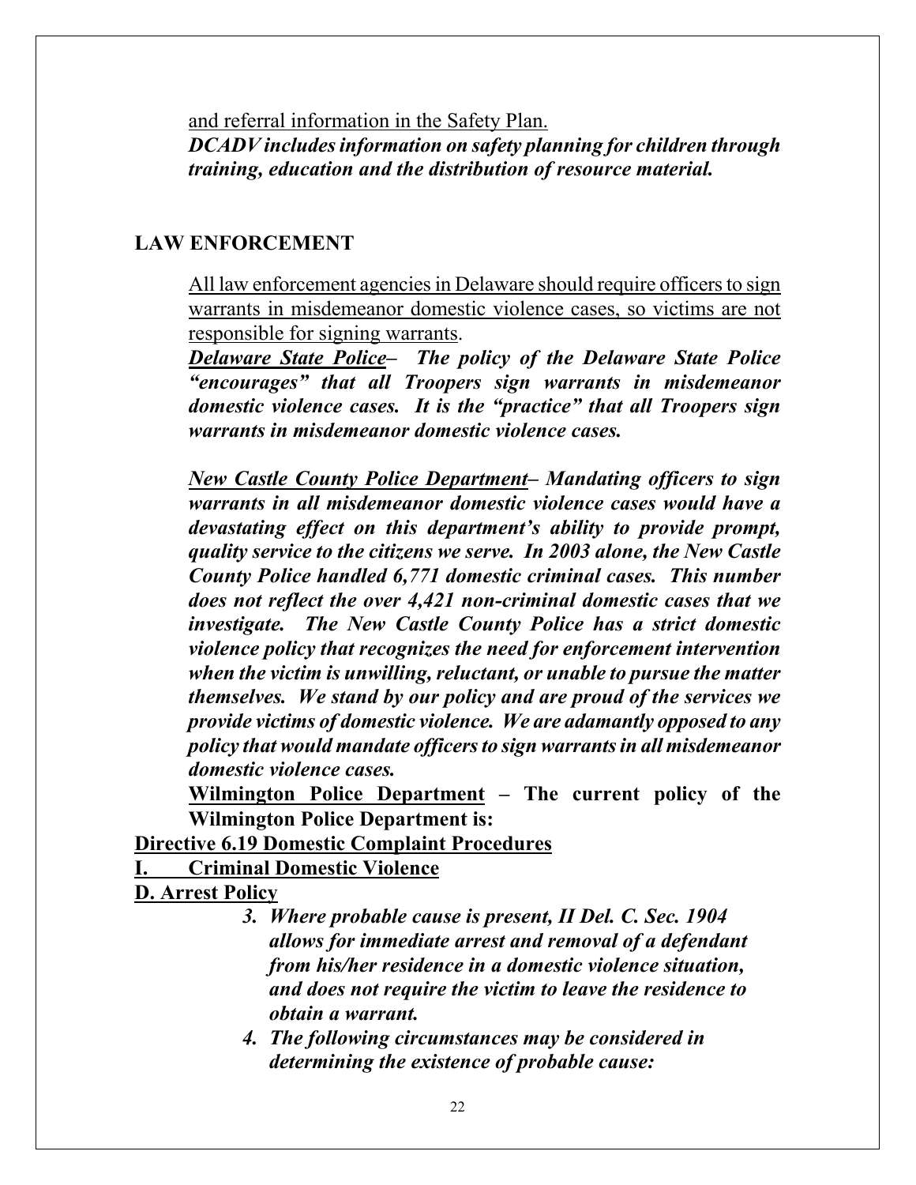and referral information in the Safety Plan.
***DCADV includes information on safety planning for children through training, education and the distribution of resource material.***

## LAW ENFORCEMENT

All law enforcement agencies in Delaware should require officers to sign warrants in misdemeanor domestic violence cases, so victims are not responsible for signing warrants.

***Delaware State Police– The policy of the Delaware State Police "encourages" that all Troopers sign warrants in misdemeanor domestic violence cases. It is the "practice" that all Troopers sign warrants in misdemeanor domestic violence cases.***

***New Castle County Police Department– Mandating officers to sign warrants in all misdemeanor domestic violence cases would have a devastating effect on this department's ability to provide prompt, quality service to the citizens we serve. In 2003 alone, the New Castle County Police handled 6,771 domestic criminal cases. This number does not reflect the over 4,421 non-criminal domestic cases that we investigate. The New Castle County Police has a strict domestic violence policy that recognizes the need for enforcement intervention when the victim is unwilling, reluctant, or unable to pursue the matter themselves. We stand by our policy and are proud of the services we provide victims of domestic violence. We are adamantly opposed to any policy that would mandate officers to sign warrants in all misdemeanor domestic violence cases.***

**Wilmington Police Department – The current policy of the Wilmington Police Department is:**

**Directive 6.19 Domestic Complaint Procedures**

**I. Criminal Domestic Violence**

**D. Arrest Policy**

3. ***Where probable cause is present, II Del. C. Sec. 1904 allows for immediate arrest and removal of a defendant from his/her residence in a domestic violence situation, and does not require the victim to leave the residence to obtain a warrant.***
4. ***The following circumstances may be considered in determining the existence of probable cause:***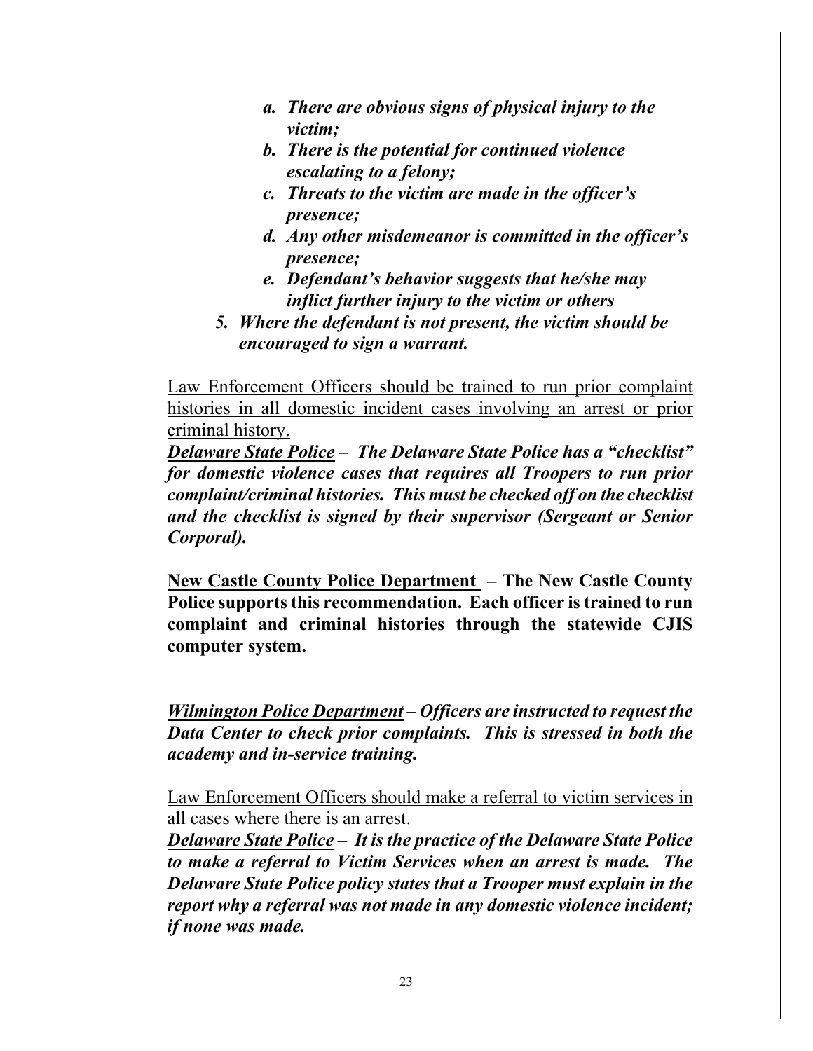a. ***There are obvious signs of physical injury to the victim;***
   b. ***There is the potential for continued violence escalating to a felony;***
   c. ***Threats to the victim are made in the officer's presence;***
   d. ***Any other misdemeanor is committed in the officer's presence;***
   e. ***Defendant's behavior suggests that he/she may inflict further injury to the victim or others***

5. ***Where the defendant is not present, the victim should be encouraged to sign a warrant.***

<u>Law Enforcement Officers should be trained to run prior complaint histories in all domestic incident cases involving an arrest or prior criminal history.</u>

***<u>Delaware State Police</u> – The Delaware State Police has a "checklist" for domestic violence cases that requires all Troopers to run prior complaint/criminal histories. This must be checked off on the checklist and the checklist is signed by their supervisor (Sergeant or Senior Corporal).***

**<u>New Castle County Police Department</u> – The New Castle County Police supports this recommendation. Each officer is trained to run complaint and criminal histories through the statewide CJIS computer system.**

***<u>Wilmington Police Department</u> – Officers are instructed to request the Data Center to check prior complaints. This is stressed in both the academy and in-service training.***

<u>Law Enforcement Officers should make a referral to victim services in all cases where there is an arrest.</u>

***<u>Delaware State Police</u> – It is the practice of the Delaware State Police to make a referral to Victim Services when an arrest is made. The Delaware State Police policy states that a Trooper must explain in the report why a referral was not made in any domestic violence incident; if none was made.***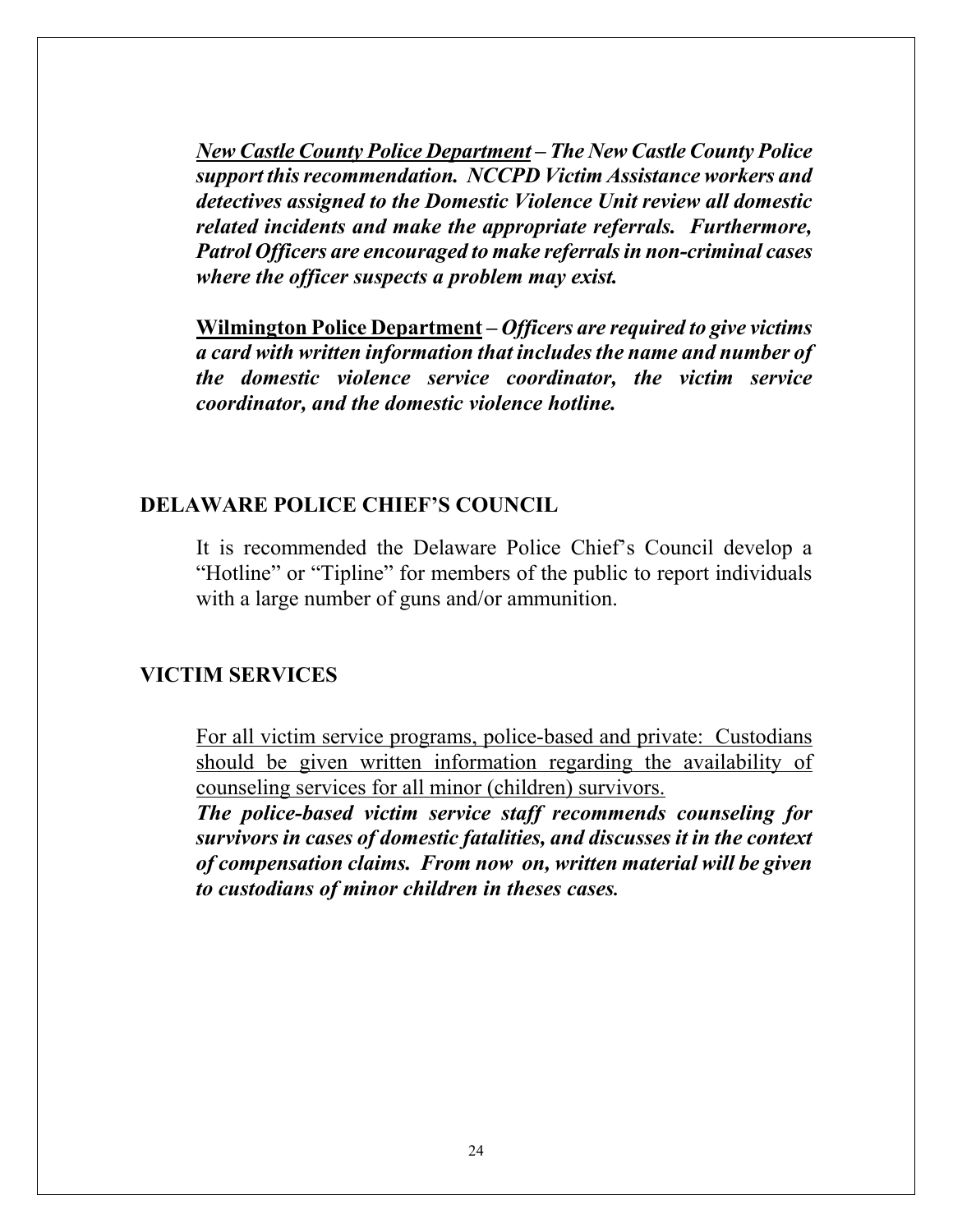***<u>New Castle County Police Department</u> – The New Castle County Police support this recommendation. NCCPD Victim Assistance workers and detectives assigned to the Domestic Violence Unit review all domestic related incidents and make the appropriate referrals. Furthermore, Patrol Officers are encouraged to make referrals in non-criminal cases where the officer suspects a problem may exist.***

**<u>Wilmington Police Department</u>** – ***Officers are required to give victims a card with written information that includes the name and number of the domestic violence service coordinator, the victim service coordinator, and the domestic violence hotline.***

## DELAWARE POLICE CHIEF'S COUNCIL

It is recommended the Delaware Police Chief's Council develop a "Hotline" or "Tipline" for members of the public to report individuals with a large number of guns and/or ammunition.

## VICTIM SERVICES

<u>For all victim service programs, police-based and private: Custodians should be given written information regarding the availability of counseling services for all minor (children) survivors.</u>

***The police-based victim service staff recommends counseling for survivors in cases of domestic fatalities, and discusses it in the context of compensation claims. From now on, written material will be given to custodians of minor children in theses cases.***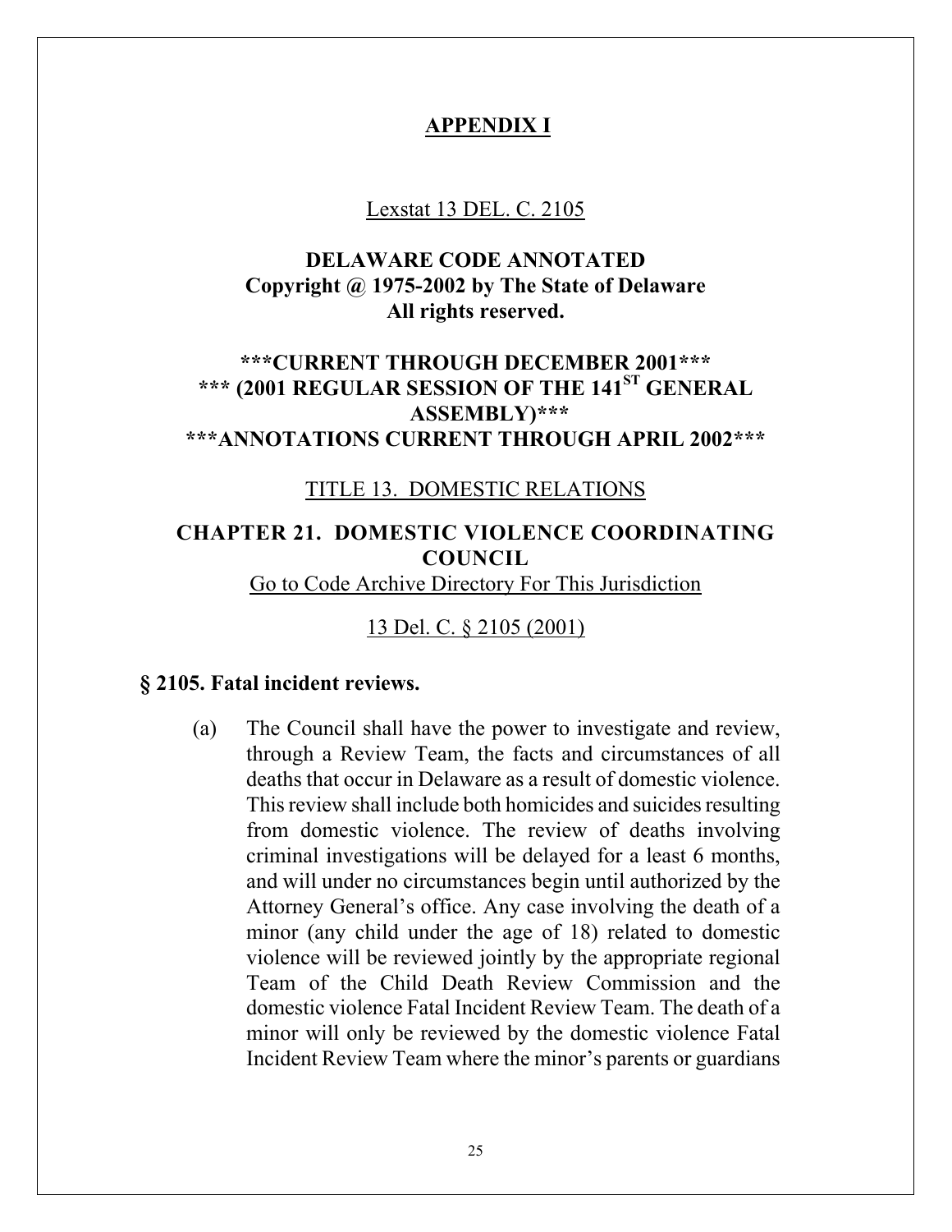## APPENDIX I

Lexstat 13 DEL. C. 2105

**DELAWARE CODE ANNOTATED**
**Copyright @ 1975-2002 by The State of Delaware**
**All rights reserved.**

**\*\*\*CURRENT THROUGH DECEMBER 2001\*\*\***
**\*\*\* (2001 REGULAR SESSION OF THE 141ST GENERAL ASSEMBLY)\*\*\***
**\*\*\*ANNOTATIONS CURRENT THROUGH APRIL 2002\*\*\***

TITLE 13. DOMESTIC RELATIONS

**CHAPTER 21. DOMESTIC VIOLENCE COORDINATING COUNCIL**

Go to Code Archive Directory For This Jurisdiction

13 Del. C. § 2105 (2001)

### § 2105. Fatal incident reviews.

(a) The Council shall have the power to investigate and review, through a Review Team, the facts and circumstances of all deaths that occur in Delaware as a result of domestic violence. This review shall include both homicides and suicides resulting from domestic violence. The review of deaths involving criminal investigations will be delayed for a least 6 months, and will under no circumstances begin until authorized by the Attorney General's office. Any case involving the death of a minor (any child under the age of 18) related to domestic violence will be reviewed jointly by the appropriate regional Team of the Child Death Review Commission and the domestic violence Fatal Incident Review Team. The death of a minor will only be reviewed by the domestic violence Fatal Incident Review Team where the minor's parents or guardians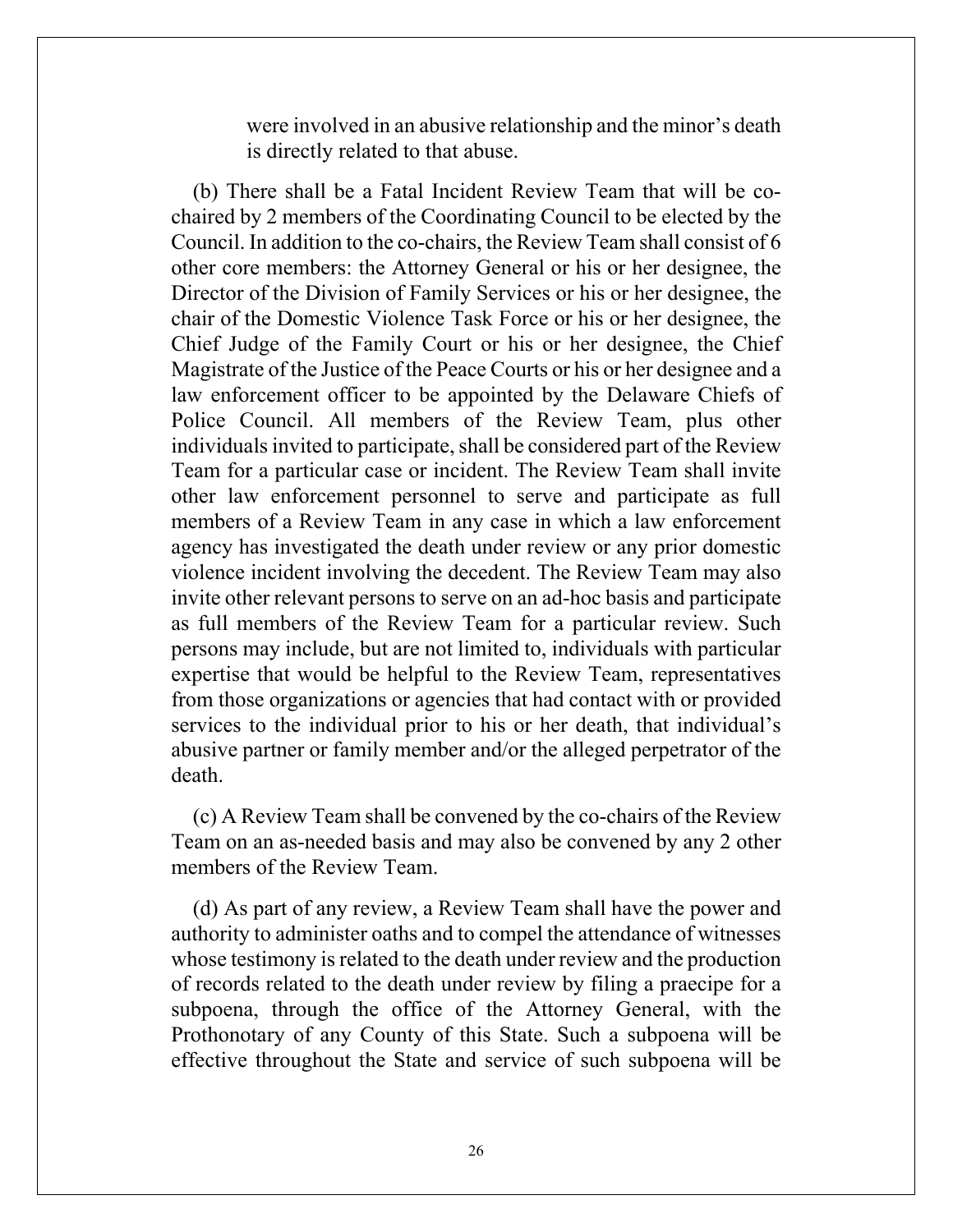were involved in an abusive relationship and the minor's death is directly related to that abuse.

(b) There shall be a Fatal Incident Review Team that will be co-chaired by 2 members of the Coordinating Council to be elected by the Council. In addition to the co-chairs, the Review Team shall consist of 6 other core members: the Attorney General or his or her designee, the Director of the Division of Family Services or his or her designee, the chair of the Domestic Violence Task Force or his or her designee, the Chief Judge of the Family Court or his or her designee, the Chief Magistrate of the Justice of the Peace Courts or his or her designee and a law enforcement officer to be appointed by the Delaware Chiefs of Police Council. All members of the Review Team, plus other individuals invited to participate, shall be considered part of the Review Team for a particular case or incident. The Review Team shall invite other law enforcement personnel to serve and participate as full members of a Review Team in any case in which a law enforcement agency has investigated the death under review or any prior domestic violence incident involving the decedent. The Review Team may also invite other relevant persons to serve on an ad-hoc basis and participate as full members of the Review Team for a particular review. Such persons may include, but are not limited to, individuals with particular expertise that would be helpful to the Review Team, representatives from those organizations or agencies that had contact with or provided services to the individual prior to his or her death, that individual's abusive partner or family member and/or the alleged perpetrator of the death.

(c) A Review Team shall be convened by the co-chairs of the Review Team on an as-needed basis and may also be convened by any 2 other members of the Review Team.

(d) As part of any review, a Review Team shall have the power and authority to administer oaths and to compel the attendance of witnesses whose testimony is related to the death under review and the production of records related to the death under review by filing a praecipe for a subpoena, through the office of the Attorney General, with the Prothonotary of any County of this State. Such a subpoena will be effective throughout the State and service of such subpoena will be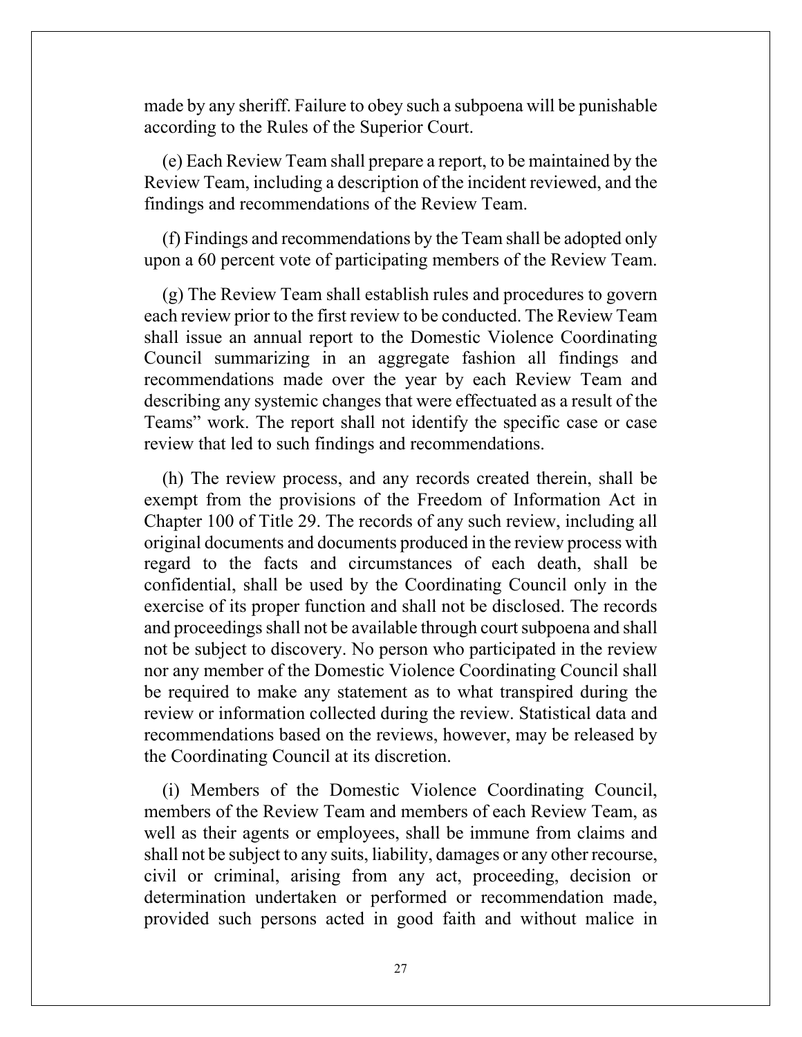made by any sheriff. Failure to obey such a subpoena will be punishable according to the Rules of the Superior Court.

(e) Each Review Team shall prepare a report, to be maintained by the Review Team, including a description of the incident reviewed, and the findings and recommendations of the Review Team.

(f) Findings and recommendations by the Team shall be adopted only upon a 60 percent vote of participating members of the Review Team.

(g) The Review Team shall establish rules and procedures to govern each review prior to the first review to be conducted. The Review Team shall issue an annual report to the Domestic Violence Coordinating Council summarizing in an aggregate fashion all findings and recommendations made over the year by each Review Team and describing any systemic changes that were effectuated as a result of the Teams" work. The report shall not identify the specific case or case review that led to such findings and recommendations.

(h) The review process, and any records created therein, shall be exempt from the provisions of the Freedom of Information Act in Chapter 100 of Title 29. The records of any such review, including all original documents and documents produced in the review process with regard to the facts and circumstances of each death, shall be confidential, shall be used by the Coordinating Council only in the exercise of its proper function and shall not be disclosed. The records and proceedings shall not be available through court subpoena and shall not be subject to discovery. No person who participated in the review nor any member of the Domestic Violence Coordinating Council shall be required to make any statement as to what transpired during the review or information collected during the review. Statistical data and recommendations based on the reviews, however, may be released by the Coordinating Council at its discretion.

(i) Members of the Domestic Violence Coordinating Council, members of the Review Team and members of each Review Team, as well as their agents or employees, shall be immune from claims and shall not be subject to any suits, liability, damages or any other recourse, civil or criminal, arising from any act, proceeding, decision or determination undertaken or performed or recommendation made, provided such persons acted in good faith and without malice in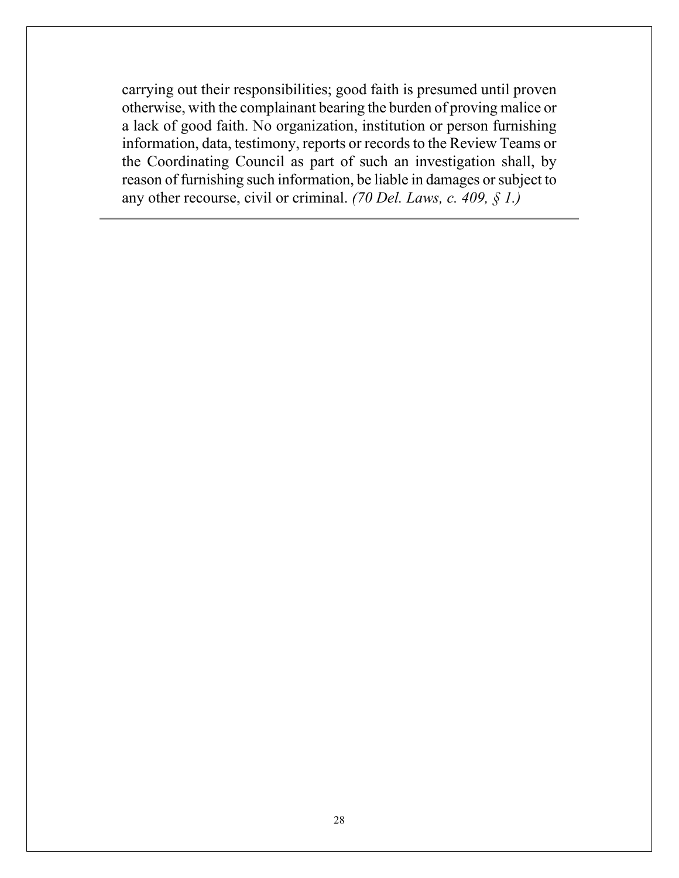carrying out their responsibilities; good faith is presumed until proven otherwise, with the complainant bearing the burden of proving malice or a lack of good faith. No organization, institution or person furnishing information, data, testimony, reports or records to the Review Teams or the Coordinating Council as part of such an investigation shall, by reason of furnishing such information, be liable in damages or subject to any other recourse, civil or criminal. *(70 Del. Laws, c. 409, § 1.)*

---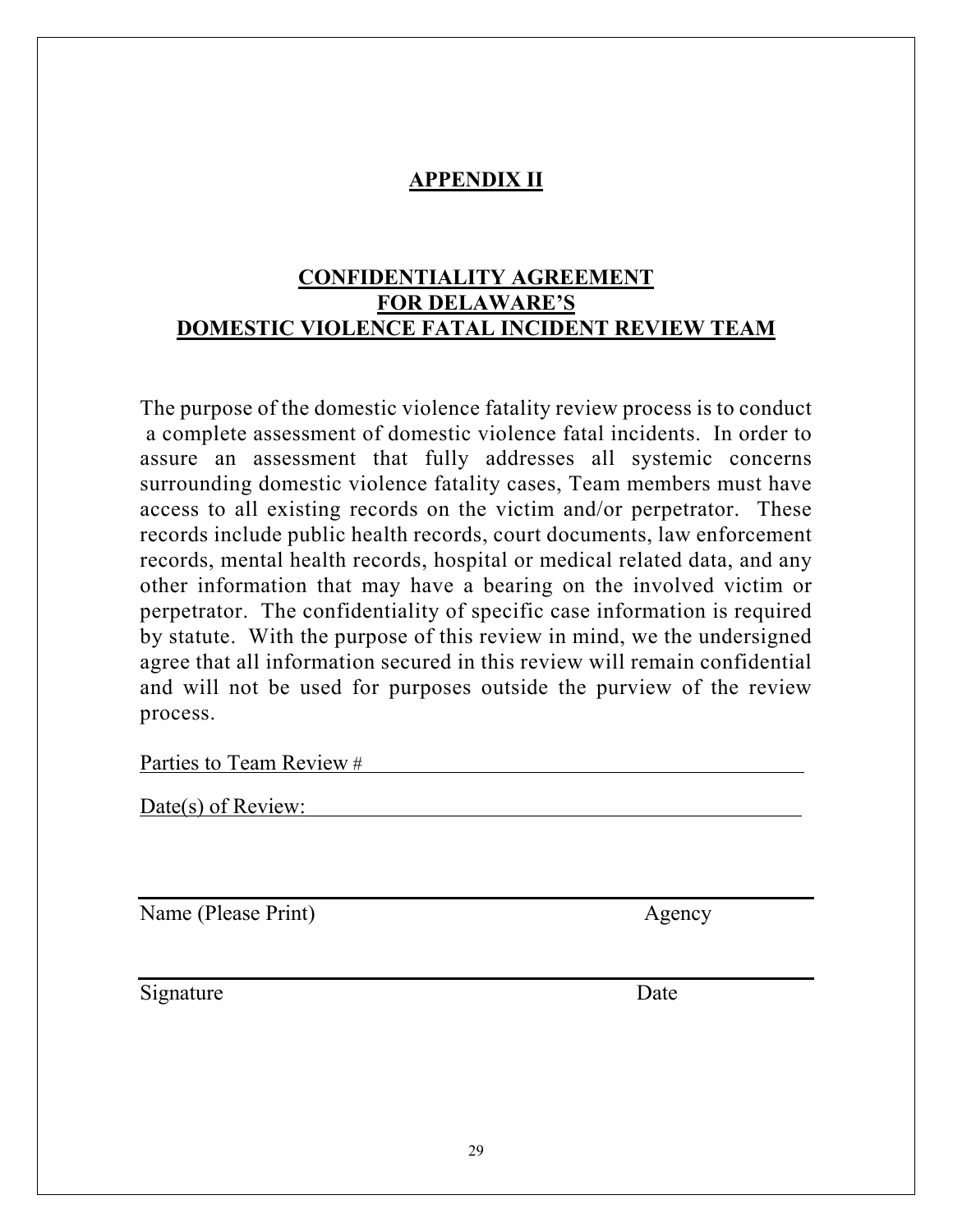## APPENDIX II

## CONFIDENTIALITY AGREEMENT FOR DELAWARE'S DOMESTIC VIOLENCE FATAL INCIDENT REVIEW TEAM

The purpose of the domestic violence fatality review process is to conduct a complete assessment of domestic violence fatal incidents. In order to assure an assessment that fully addresses all systemic concerns surrounding domestic violence fatality cases, Team members must have access to all existing records on the victim and/or perpetrator. These records include public health records, court documents, law enforcement records, mental health records, hospital or medical related data, and any other information that may have a bearing on the involved victim or perpetrator. The confidentiality of specific case information is required by statute. With the purpose of this review in mind, we the undersigned agree that all information secured in this review will remain confidential and will not be used for purposes outside the purview of the review process.

Parties to Team Review # ________________________________________

Date(s) of Review: ____________________________________________

______________________________________________________________

Name (Please Print) Agency

______________________________________________________________

Signature Date